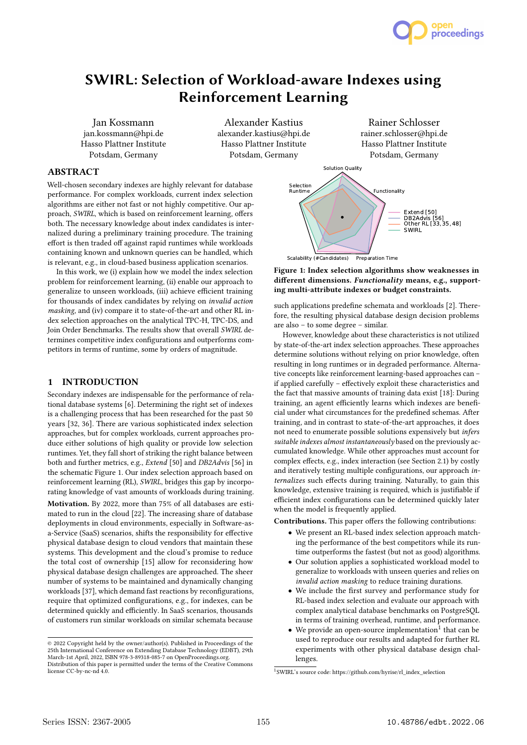# SWIRL: Selection of Workload-aware Indexes using Reinforcement Learning

Jan Kossmann
jan.kossmann@hpi.de
Hasso Plattner Institute
Potsdam, Germany

Alexander Kastius
alexander.kastius@hpi.de
Hasso Plattner Institute
Potsdam, Germany

Rainer Schlosser
rainer.schlosser@hpi.de
Hasso Plattner Institute
Potsdam, Germany

## ABSTRACT

Well-chosen secondary indexes are highly relevant for database performance. For complex workloads, current index selection algorithms are either not fast or not highly competitive. Our approach, *SWIRL*, which is based on reinforcement learning, offers both. The necessary knowledge about index candidates is internalized during a preliminary training procedure. The training effort is then traded off against rapid runtimes while workloads containing known and unknown queries can be handled, which is relevant, e.g., in cloud-based business application scenarios.

In this work, we (i) explain how we model the index selection problem for reinforcement learning, (ii) enable our approach to generalize to unseen workloads, (iii) achieve efficient training for thousands of index candidates by relying on *invalid action masking*, and (iv) compare it to state-of-the-art and other RL index selection approaches on the analytical TPC-H, TPC-DS, and Join Order Benchmarks. The results show that overall *SWIRL* determines competitive index configurations and outperforms competitors in terms of runtime, some by orders of magnitude.

## 1 INTRODUCTION

Secondary indexes are indispensable for the performance of relational database systems [6]. Determining the right set of indexes is a challenging process that has been researched for the past 50 years [32, 36]. There are various sophisticated index selection approaches, but for complex workloads, current approaches produce either solutions of high quality or provide low selection runtimes. Yet, they fall short of striking the right balance between both and further metrics, e.g., *Extend* [50] and *DB2Advis* [56] in the schematic Figure 1. Our index selection approach based on reinforcement learning (RL), *SWIRL*, bridges this gap by incorporating knowledge of vast amounts of workloads during training.

**Motivation.** By 2022, more than 75% of all databases are estimated to run in the cloud [22]. The increasing share of database deployments in cloud environments, especially in Software-as-a-Service (SaaS) scenarios, shifts the responsibility for effective physical database design to cloud vendors that maintain these systems. This development and the cloud's promise to reduce the total cost of ownership [15] allow for reconsidering how physical database design challenges are approached. The sheer number of systems to be maintained and dynamically changing workloads [37], which demand fast reactions by reconfigurations, require that optimized configurations, e.g., for indexes, can be determined quickly and efficiently. In SaaS scenarios, thousands of customers run similar workloads on similar schemata because

**Figure 1: Index selection algorithms show weaknesses in different dimensions. *Functionality* means, e.g., supporting multi-attribute indexes or budget constraints.**

such applications predefine schemata and workloads [2]. Therefore, the resulting physical database design decision problems are also – to some degree – similar.

However, knowledge about these characteristics is not utilized by state-of-the-art index selection approaches. These approaches determine solutions without relying on prior knowledge, often resulting in long runtimes or in degraded performance. Alternative concepts like reinforcement learning-based approaches can – if applied carefully – effectively exploit these characteristics and the fact that massive amounts of training data exist [18]: During training, an agent efficiently learns which indexes are beneficial under what circumstances for the predefined schemas. After training, and in contrast to state-of-the-art approaches, it does not need to enumerate possible solutions expensively but *infers suitable indexes almost instantaneously* based on the previously accumulated knowledge. While other approaches must account for complex effects, e.g., index interaction (see Section 2.1) by costly and iteratively testing multiple configurations, our approach *internalizes* such effects during training. Naturally, to gain this knowledge, extensive training is required, which is justifiable if efficient index configurations can be determined quickly later when the model is frequently applied.

**Contributions.** This paper offers the following contributions:

- We present an RL-based index selection approach matching the performance of the best competitors while its runtime outperforms the fastest (but not as good) algorithms.
- Our solution applies a sophisticated workload model to generalize to workloads with unseen queries and relies on *invalid action masking* to reduce training durations.
- We include the first survey and performance study for RL-based index selection and evaluate our approach with complex analytical database benchmarks on PostgreSQL in terms of training overhead, runtime, and performance.
- We provide an open-source implementation[1] that can be used to reproduce our results and adapted for further RL experiments with other physical database design challenges.

[1] SWIRL's source code: https://github.com/hyrise/rl_index_selection

© 2022 Copyright held by the owner/author(s). Published in Proceedings of the 25th International Conference on Extending Database Technology (EDBT), 29th March-1st April, 2022, ISBN 978-3-89318-085-7 on OpenProceedings.org. Distribution of this paper is permitted under the terms of the Creative Commons license CC-by-nc-nd 4.0.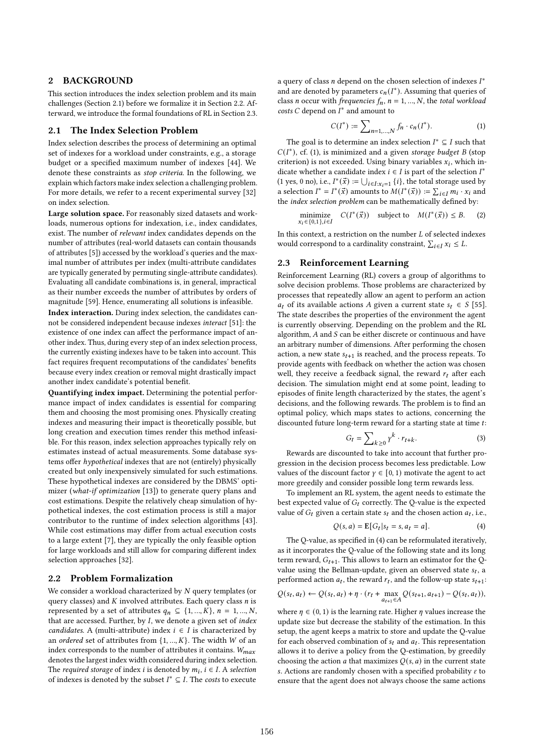## 2 BACKGROUND

This section introduces the index selection problem and its main challenges (Section 2.1) before we formalize it in Section 2.2. Afterward, we introduce the formal foundations of RL in Section 2.3.

### 2.1 The Index Selection Problem

Index selection describes the process of determining an optimal set of indexes for a workload under constraints, e.g., a storage budget or a specified maximum number of indexes [44]. We denote these constraints as *stop criteria*. In the following, we explain which factors make index selection a challenging problem. For more details, we refer to a recent experimental survey [32] on index selection.

**Large solution space.** For reasonably sized datasets and workloads, numerous options for indexation, i.e., index candidates, exist. The number of *relevant* index candidates depends on the number of attributes (real-world datasets can contain thousands of attributes [5]) accessed by the workload's queries and the maximal number of attributes per index (multi-attribute candidates are typically generated by permuting single-attribute candidates). Evaluating all candidate combinations is, in general, impractical as their number exceeds the number of attributes by orders of magnitude [59]. Hence, enumerating all solutions is infeasible.

**Index interaction.** During index selection, the candidates cannot be considered independent because indexes *interact* [51]: the existence of one index can affect the performance impact of another index. Thus, during every step of an index selection process, the currently existing indexes have to be taken into account. This fact requires frequent recomputations of the candidates' benefits because every index creation or removal might drastically impact another index candidate's potential benefit.

**Quantifying index impact.** Determining the potential performance impact of index candidates is essential for comparing them and choosing the most promising ones. Physically creating indexes and measuring their impact is theoretically possible, but long creation and execution times render this method infeasible. For this reason, index selection approaches typically rely on estimates instead of actual measurements. Some database systems offer *hypothetical* indexes that are not (entirely) physically created but only inexpensively simulated for such estimations. These hypothetical indexes are considered by the DBMS' optimizer (*what-if optimization* [13]) to generate query plans and cost estimations. Despite the relatively cheap simulation of hypothetical indexes, the cost estimation process is still a major contributor to the runtime of index selection algorithms [43]. While cost estimations may differ from actual execution costs to a large extent [7], they are typically the only feasible option for large workloads and still allow for comparing different index selection approaches [32].

### 2.2 Problem Formalization

We consider a workload characterized by $N$ query templates (or query classes) and $K$ involved attributes. Each query class $n$ is represented by a set of attributes $q_n \subseteq \{1, ..., K\}$, $n = 1, ..., N$, that are accessed. Further, by $I$, we denote a given set of *index candidates*. A (multi-attribute) index $i \in I$ is characterized by an *ordered* set of attributes from $\{1, ..., K\}$. The width $W$ of an index corresponds to the number of attributes it contains. $W_{max}$ denotes the largest index width considered during index selection. The *required storage* of index $i$ is denoted by $m_i$, $i \in I$. A *selection* of indexes is denoted by the subset $I^* \subseteq I$. The *costs* to execute a query of class $n$ depend on the chosen selection of indexes $I^*$ and are denoted by parameters $c_n(I^*)$. Assuming that queries of class $n$ occur with *frequencies* $f_n$, $n = 1, ..., N$, the *total workload costs* $C$ depend on $I^*$ and amount to

$$C(I^*) := \sum\nolimits_{n=1,...,N} f_n \cdot c_n(I^*). \tag{1}$$

The goal is to determine an index selection $I^* \subseteq I$ such that $C(I^*)$, cf. (1), is minimized and a given *storage budget* $B$ (stop criterion) is not exceeded. Using binary variables $x_i$, which indicate whether a candidate index $i \in I$ is part of the selection $I^*$ (1 yes, 0 no), i.e., $I^*(\vec{x}) := \bigcup_{i \in I: x_i = 1} \{i\}$, the total storage used by a selection $I^* = I^*(\vec{x})$ amounts to $M(I^*(\vec{x})) := \sum_{i \in I} m_i \cdot x_i$ and the *index selection problem* can be mathematically defined by:

$$\underset{x_i \in \{0,1\}, i \in I}{\text{minimize}} \quad C(I^*(\vec{x})) \quad \text{subject to} \quad M(I^*(\vec{x})) \leq B. \tag{2}$$

In this context, a restriction on the number $L$ of selected indexes would correspond to a cardinality constraint, $\sum_{i \in I} x_i \leq L$.

### 2.3 Reinforcement Learning

Reinforcement Learning (RL) covers a group of algorithms to solve decision problems. Those problems are characterized by processes that repeatedly allow an agent to perform an action $a_t$ of its available actions $A$ given a current state $s_t \in S$ [55]. The state describes the properties of the environment the agent is currently observing. Depending on the problem and the RL algorithm, $A$ and $S$ can be either discrete or continuous and have an arbitrary number of dimensions. After performing the chosen action, a new state $s_{t+1}$ is reached, and the process repeats. To provide agents with feedback on whether the action was chosen well, they receive a feedback signal, the reward $r_t$ after each decision. The simulation might end at some point, leading to episodes of finite length characterized by the states, the agent's decisions, and the following rewards. The problem is to find an optimal policy, which maps states to actions, concerning the discounted future long-term reward for a starting state at time $t$:

$$G_t = \sum\nolimits_{k \geq 0} \gamma^k \cdot r_{t+k}. \tag{3}$$

Rewards are discounted to take into account that further progression in the decision process becomes less predictable. Low values of the discount factor $\gamma \in [0, 1)$ motivate the agent to act more greedily and consider possible long term rewards less.

To implement an RL system, the agent needs to estimate the best expected value of $G_t$ correctly. The Q-value is the expected value of $G_t$ given a certain state $s_t$ and the chosen action $a_t$, i.e.,

$$Q(s, a) = \mathbf{E}[G_t | s_t = s, a_t = a]. \tag{4}$$

The Q-value, as specified in (4) can be reformulated iteratively, as it incorporates the Q-value of the following state and its long term reward, $G_{t+1}$. This allows to learn an estimator for the Q-value using the Bellman-update, given an observed state $s_t$, a performed action $a_t$, the reward $r_t$, and the follow-up state $s_{t+1}$:

$$Q(s_t, a_t) \leftarrow Q(s_t, a_t) + \eta \cdot (r_t + \max_{a_{t+1} \in A} Q(s_{t+1}, a_{t+1}) - Q(s_t, a_t)),$$

where $\eta \in (0, 1)$ is the learning rate. Higher $\eta$ values increase the update size but decrease the stability of the estimation. In this setup, the agent keeps a matrix to store and update the Q-value for each observed combination of $s_t$ and $a_t$. This representation allows it to derive a policy from the Q-estimation, by greedily choosing the action $a$ that maximizes $Q(s, a)$ in the current state $s$. Actions are randomly chosen with a specified probability $\varepsilon$ to ensure that the agent does not always choose the same actions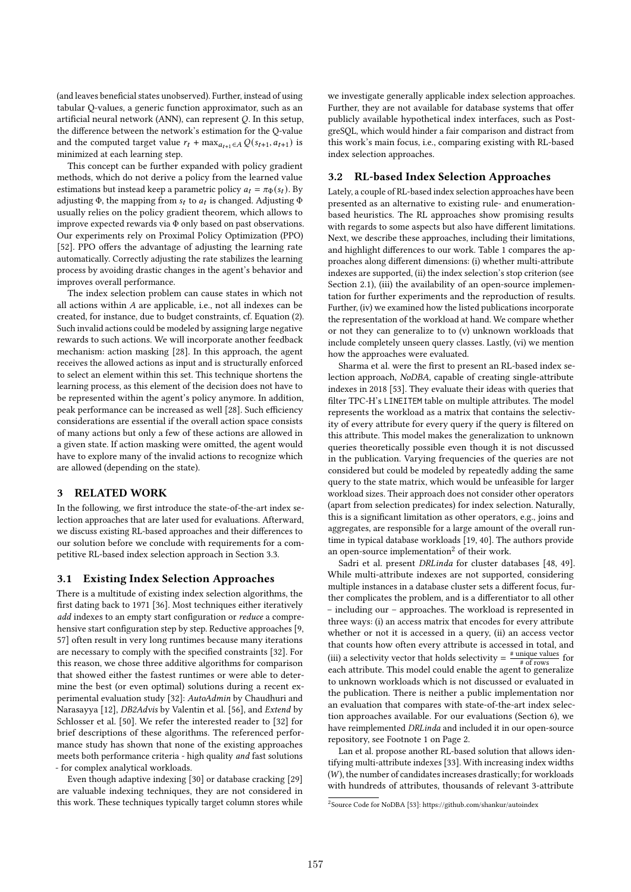(and leaves beneficial states unobserved). Further, instead of using tabular Q-values, a generic function approximator, such as an artificial neural network (ANN), can represent $Q$. In this setup, the difference between the network's estimation for the Q-value and the computed target value $r_t + \max_{a_{t+1} \in A} Q(s_{t+1}, a_{t+1})$ is minimized at each learning step.

This concept can be further expanded with policy gradient methods, which do not derive a policy from the learned value estimations but instead keep a parametric policy $a_t = \pi_\Phi(s_t)$. By adjusting $\Phi$, the mapping from $s_t$ to $a_t$ is changed. Adjusting $\Phi$ usually relies on the policy gradient theorem, which allows to improve expected rewards via $\Phi$ only based on past observations. Our experiments rely on Proximal Policy Optimization (PPO) [52]. PPO offers the advantage of adjusting the learning rate automatically. Correctly adjusting the rate stabilizes the learning process by avoiding drastic changes in the agent's behavior and improves overall performance.

The index selection problem can cause states in which not all actions within $A$ are applicable, i.e., not all indexes can be created, for instance, due to budget constraints, cf. Equation (2). Such invalid actions could be modeled by assigning large negative rewards to such actions. We will incorporate another feedback mechanism: action masking [28]. In this approach, the agent receives the allowed actions as input and is structurally enforced to select an element within this set. This technique shortens the learning process, as this element of the decision does not have to be represented within the agent's policy anymore. In addition, peak performance can be increased as well [28]. Such efficiency considerations are essential if the overall action space consists of many actions but only a few of these actions are allowed in a given state. If action masking were omitted, the agent would have to explore many of the invalid actions to recognize which are allowed (depending on the state).

## 3 RELATED WORK

In the following, we first introduce the state-of-the-art index selection approaches that are later used for evaluations. Afterward, we discuss existing RL-based approaches and their differences to our solution before we conclude with requirements for a competitive RL-based index selection approach in Section 3.3.

### 3.1 Existing Index Selection Approaches

There is a multitude of existing index selection algorithms, the first dating back to 1971 [36]. Most techniques either iteratively *add* indexes to an empty start configuration or *reduce* a comprehensive start configuration step by step. Reductive approaches [9, 57] often result in very long runtimes because many iterations are necessary to comply with the specified constraints [32]. For this reason, we chose three additive algorithms for comparison that showed either the fastest runtimes or were able to determine the best (or even optimal) solutions during a recent experimental evaluation study [32]: *AutoAdmin* by Chaudhuri and Narasayya [12], *DB2Advis* by Valentin et al. [56], and *Extend* by Schlosser et al. [50]. We refer the interested reader to [32] for brief descriptions of these algorithms. The referenced performance study has shown that none of the existing approaches meets both performance criteria - high quality *and* fast solutions - for complex analytical workloads.

Even though adaptive indexing [30] or database cracking [29] are valuable indexing techniques, they are not considered in this work. These techniques typically target column stores while we investigate generally applicable index selection approaches. Further, they are not available for database systems that offer publicly available hypothetical index interfaces, such as PostgreSQL, which would hinder a fair comparison and distract from this work's main focus, i.e., comparing existing with RL-based index selection approaches.

### 3.2 RL-based Index Selection Approaches

Lately, a couple of RL-based index selection approaches have been presented as an alternative to existing rule- and enumeration-based heuristics. The RL approaches show promising results with regards to some aspects but also have different limitations. Next, we describe these approaches, including their limitations, and highlight differences to our work. Table 1 compares the approaches along different dimensions: (i) whether multi-attribute indexes are supported, (ii) the index selection's stop criterion (see Section 2.1), (iii) the availability of an open-source implementation for further experiments and the reproduction of results. Further, (iv) we examined how the listed publications incorporate the representation of the workload at hand. We compare whether or not they can generalize to to (v) unknown workloads that include completely unseen query classes. Lastly, (vi) we mention how the approaches were evaluated.

Sharma et al. were the first to present an RL-based index selection approach, *NoDBA*, capable of creating single-attribute indexes in 2018 [53]. They evaluate their ideas with queries that filter TPC-H's LINEITEM table on multiple attributes. The model represents the workload as a matrix that contains the selectivity of every attribute for every query if the query is filtered on this attribute. This model makes the generalization to unknown queries theoretically possible even though it is not discussed in the publication. Varying frequencies of the queries are not considered but could be modeled by repeatedly adding the same query to the state matrix, which would be unfeasible for larger workload sizes. Their approach does not consider other operators (apart from selection predicates) for index selection. Naturally, this is a significant limitation as other operators, e.g., joins and aggregates, are responsible for a large amount of the overall runtime in typical database workloads [19, 40]. The authors provide an open-source implementation[2] of their work.

Sadri et al. present *DRLinda* for cluster databases [48, 49]. While multi-attribute indexes are not supported, considering multiple instances in a database cluster sets a different focus, further complicates the problem, and is a differentiator to all other – including our – approaches. The workload is represented in three ways: (i) an access matrix that encodes for every attribute whether or not it is accessed in a query, (ii) an access vector that counts how often every attribute is accessed in total, and (iii) a selectivity vector that holds selectivity = $\frac{\text{\# unique values}}{\text{\# of rows}}$ for each attribute. This model could enable the agent to generalize to unknown workloads which is not discussed or evaluated in the publication. There is neither a public implementation nor an evaluation that compares with state-of-the-art index selection approaches available. For our evaluations (Section 6), we have reimplemented *DRLinda* and included it in our open-source repository, see Footnote 1 on Page 2.

Lan et al. propose another RL-based solution that allows identifying multi-attribute indexes [33]. With increasing index widths ($W$), the number of candidates increases drastically; for workloads with hundreds of attributes, thousands of relevant 3-attribute

[2] Source Code for NoDBA [53]: https://github.com/shankur/autoindex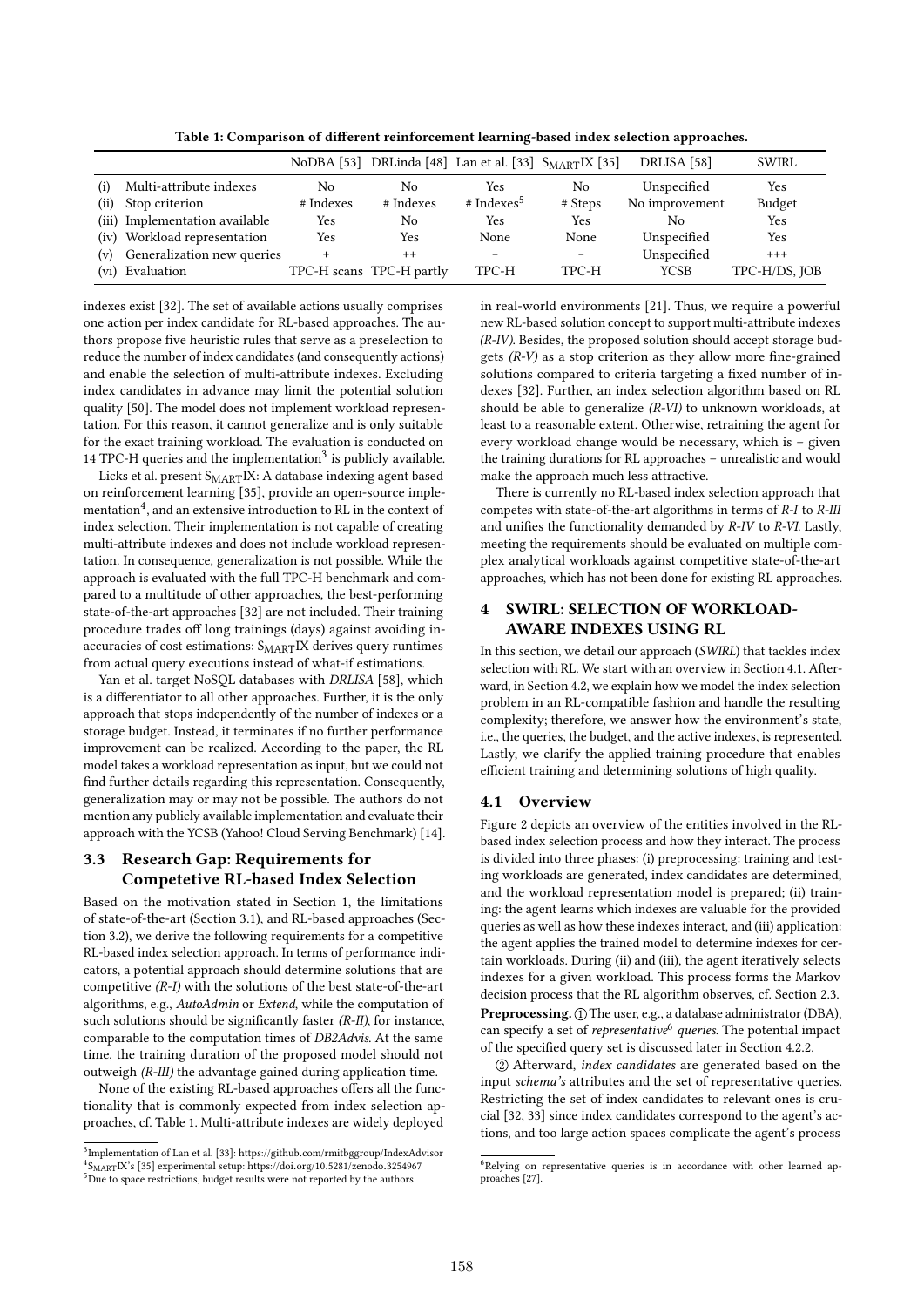**Table 1: Comparison of different reinforcement learning-based index selection approaches.**

| | | NoDBA [53] | DRLinda [48] | Lan et al. [33] | $\text{S}_{\text{MART}}$IX [35] | DRLISA [58] | SWIRL |
|---|---|---|---|---|---|---|---|
| (i) | Multi-attribute indexes | No | No | Yes | No | Unspecified | Yes |
| (ii) | Stop criterion | # Indexes | # Indexes | # Indexes[5] | # Steps | No improvement | Budget |
| (iii) | Implementation available | Yes | No | Yes | Yes | No | Yes |
| (iv) | Workload representation | Yes | Yes | None | None | Unspecified | Yes |
| (v) | Generalization new queries | + | ++ | – | – | Unspecified | +++ |
| (vi) | Evaluation | TPC-H scans | TPC-H partly | TPC-H | TPC-H | YCSB | TPC-H/DS, JOB |

indexes exist [32]. The set of available actions usually comprises one action per index candidate for RL-based approaches. The authors propose five heuristic rules that serve as a preselection to reduce the number of index candidates (and consequently actions) and enable the selection of multi-attribute indexes. Excluding index candidates in advance may limit the potential solution quality [50]. The model does not implement workload representation. For this reason, it cannot generalize and is only suitable for the exact training workload. The evaluation is conducted on 14 TPC-H queries and the implementation[3] is publicly available.

Licks et al. present $\text{S}_{\text{MART}}$IX: A database indexing agent based on reinforcement learning [35], provide an open-source implementation[4], and an extensive introduction to RL in the context of index selection. Their implementation is not capable of creating multi-attribute indexes and does not include workload representation. In consequence, generalization is not possible. While the approach is evaluated with the full TPC-H benchmark and compared to a multitude of other approaches, the best-performing state-of-the-art approaches [32] are not included. Their training procedure trades off long trainings (days) against avoiding inaccuracies of cost estimations: $\text{S}_{\text{MART}}$IX derives query runtimes from actual query executions instead of what-if estimations.

Yan et al. target NoSQL databases with *DRLISA* [58], which is a differentiator to all other approaches. Further, it is the only approach that stops independently of the number of indexes or a storage budget. Instead, it terminates if no further performance improvement can be realized. According to the paper, the RL model takes a workload representation as input, but we could not find further details regarding this representation. Consequently, generalization may or may not be possible. The authors do not mention any publicly available implementation and evaluate their approach with the YCSB (Yahoo! Cloud Serving Benchmark) [14].

### 3.3 Research Gap: Requirements for Competetive RL-based Index Selection

Based on the motivation stated in Section 1, the limitations of state-of-the-art (Section 3.1), and RL-based approaches (Section 3.2), we derive the following requirements for a competitive RL-based index selection approach. In terms of performance indicators, a potential approach should determine solutions that are competitive *(R-I)* with the solutions of the best state-of-the-art algorithms, e.g., *AutoAdmin* or *Extend*, while the computation of such solutions should be significantly faster *(R-II)*, for instance, comparable to the computation times of *DB2Advis*. At the same time, the training duration of the proposed model should not outweigh *(R-III)* the advantage gained during application time.

None of the existing RL-based approaches offers all the functionality that is commonly expected from index selection approaches, cf. Table 1. Multi-attribute indexes are widely deployed in real-world environments [21]. Thus, we require a powerful new RL-based solution concept to support multi-attribute indexes *(R-IV)*. Besides, the proposed solution should accept storage budgets *(R-V)* as a stop criterion as they allow more fine-grained solutions compared to criteria targeting a fixed number of indexes [32]. Further, an index selection algorithm based on RL should be able to generalize *(R-VI)* to unknown workloads, at least to a reasonable extent. Otherwise, retraining the agent for every workload change would be necessary, which is – given the training durations for RL approaches – unrealistic and would make the approach much less attractive.

There is currently no RL-based index selection approach that competes with state-of-the-art algorithms in terms of *R-I* to *R-III* and unifies the functionality demanded by *R-IV* to *R-VI*. Lastly, meeting the requirements should be evaluated on multiple complex analytical workloads against competitive state-of-the-art approaches, which has not been done for existing RL approaches.

## 4 SWIRL: SELECTION OF WORKLOAD-AWARE INDEXES USING RL

In this section, we detail our approach (*SWIRL*) that tackles index selection with RL. We start with an overview in Section 4.1. Afterward, in Section 4.2, we explain how we model the index selection problem in an RL-compatible fashion and handle the resulting complexity; therefore, we answer how the environment's state, i.e., the queries, the budget, and the active indexes, is represented. Lastly, we clarify the applied training procedure that enables efficient training and determining solutions of high quality.

### 4.1 Overview

Figure 2 depicts an overview of the entities involved in the RL-based index selection process and how they interact. The process is divided into three phases: (i) preprocessing: training and testing workloads are generated, index candidates are determined, and the workload representation model is prepared; (ii) training: the agent learns which indexes are valuable for the provided queries as well as how these indexes interact, and (iii) application: the agent applies the trained model to determine indexes for certain workloads. During (ii) and (iii), the agent iteratively selects indexes for a given workload. This process forms the Markov decision process that the RL algorithm observes, cf. Section 2.3.

**Preprocessing.** ① The user, e.g., a database administrator (DBA), can specify a set of *representative*[6] *queries*. The potential impact of the specified query set is discussed later in Section 4.2.2.

② Afterward, *index candidates* are generated based on the input *schema's* attributes and the set of representative queries. Restricting the set of index candidates to relevant ones is crucial [32, 33] since index candidates correspond to the agent's actions, and too large action spaces complicate the agent's process

---

[3] Implementation of Lan et al. [33]: https://github.com/rmitbggroup/IndexAdvisor

[4] $\text{S}_{\text{MART}}$IX's [35] experimental setup: https://doi.org/10.5281/zenodo.3254967

[5] Due to space restrictions, budget results were not reported by the authors.

[6] Relying on representative queries is in accordance with other learned approaches [27].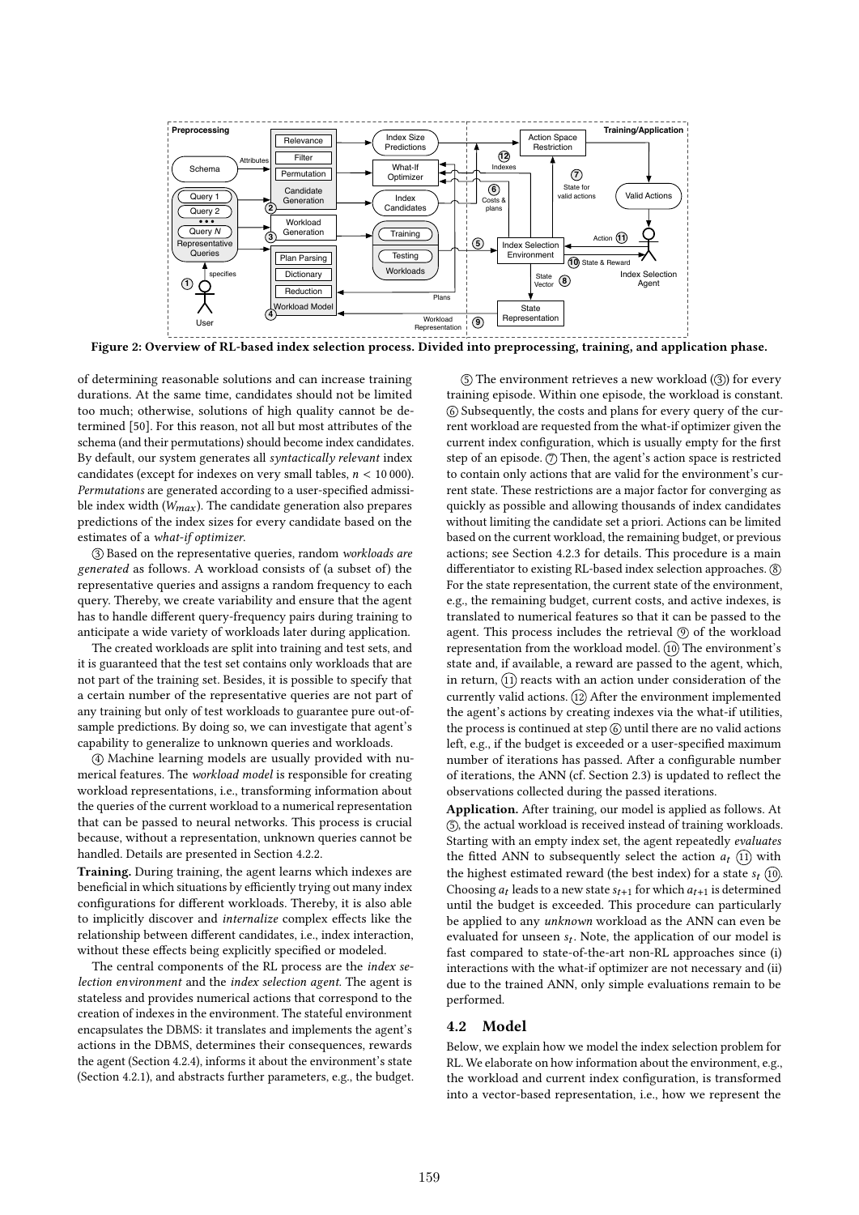Figure 2: Overview of RL-based index selection process. Divided into preprocessing, training, and application phase.

of determining reasonable solutions and can increase training durations. At the same time, candidates should not be limited too much; otherwise, solutions of high quality cannot be determined [50]. For this reason, not all but most attributes of the schema (and their permutations) should become index candidates. By default, our system generates all *syntactically relevant* index candidates (except for indexes on very small tables, $n < 10\,000$). *Permutations* are generated according to a user-specified admissible index width ($W_{max}$). The candidate generation also prepares predictions of the index sizes for every candidate based on the estimates of a *what-if optimizer*.

③ Based on the representative queries, random *workloads are generated* as follows. A workload consists of (a subset of) the representative queries and assigns a random frequency to each query. Thereby, we create variability and ensure that the agent has to handle different query-frequency pairs during training to anticipate a wide variety of workloads later during application.

The created workloads are split into training and test sets, and it is guaranteed that the test set contains only workloads that are not part of the training set. Besides, it is possible to specify that a certain number of the representative queries are not part of any training but only of test workloads to guarantee pure out-of-sample predictions. By doing so, we can investigate that agent's capability to generalize to unknown queries and workloads.

④ Machine learning models are usually provided with numerical features. The *workload model* is responsible for creating workload representations, i.e., transforming information about the queries of the current workload to a numerical representation that can be passed to neural networks. This process is crucial because, without a representation, unknown queries cannot be handled. Details are presented in Section 4.2.2.

**Training.** During training, the agent learns which indexes are beneficial in which situations by efficiently trying out many index configurations for different workloads. Thereby, it is also able to implicitly discover and *internalize* complex effects like the relationship between different candidates, i.e., index interaction, without these effects being explicitly specified or modeled.

The central components of the RL process are the *index selection environment* and the *index selection agent*. The agent is stateless and provides numerical actions that correspond to the creation of indexes in the environment. The stateful environment encapsulates the DBMS: it translates and implements the agent's actions in the DBMS, determines their consequences, rewards the agent (Section 4.2.4), informs it about the environment's state (Section 4.2.1), and abstracts further parameters, e.g., the budget.

⑤ The environment retrieves a new workload (③) for every training episode. Within one episode, the workload is constant. ⑥ Subsequently, the costs and plans for every query of the current workload are requested from the what-if optimizer given the current index configuration, which is usually empty for the first step of an episode. ⑦ Then, the agent's action space is restricted to contain only actions that are valid for the environment's current state. These restrictions are a major factor for converging as quickly as possible and allowing thousands of index candidates without limiting the candidate set a priori. Actions can be limited based on the current workload, the remaining budget, or previous actions; see Section 4.2.3 for details. This procedure is a main differentiator to existing RL-based index selection approaches. ⑧ For the state representation, the current state of the environment, e.g., the remaining budget, current costs, and active indexes, is translated to numerical features so that it can be passed to the agent. This process includes the retrieval ⑨ of the workload representation from the workload model. ⑩ The environment's state and, if available, a reward are passed to the agent, which, in return, ⑪ reacts with an action under consideration of the currently valid actions. ⑫ After the environment implemented the agent's actions by creating indexes via the what-if utilities, the process is continued at step ⑥ until there are no valid actions left, e.g., if the budget is exceeded or a user-specified maximum number of iterations has passed. After a configurable number of iterations, the ANN (cf. Section 2.3) is updated to reflect the observations collected during the passed iterations.

**Application.** After training, our model is applied as follows. At ⑤, the actual workload is received instead of training workloads. Starting with an empty index set, the agent repeatedly *evaluates* the fitted ANN to subsequently select the action $a_t$ ⑪ with the highest estimated reward (the best index) for a state $s_t$ ⑩. Choosing $a_t$ leads to a new state $s_{t+1}$ for which $a_{t+1}$ is determined until the budget is exceeded. This procedure can particularly be applied to any *unknown* workload as the ANN can even be evaluated for unseen $s_t$. Note, the application of our model is fast compared to state-of-the-art non-RL approaches since (i) interactions with the what-if optimizer are not necessary and (ii) due to the trained ANN, only simple evaluations remain to be performed.

## 4.2 Model

Below, we explain how we model the index selection problem for RL. We elaborate on how information about the environment, e.g., the workload and current index configuration, is transformed into a vector-based representation, i.e., how we represent the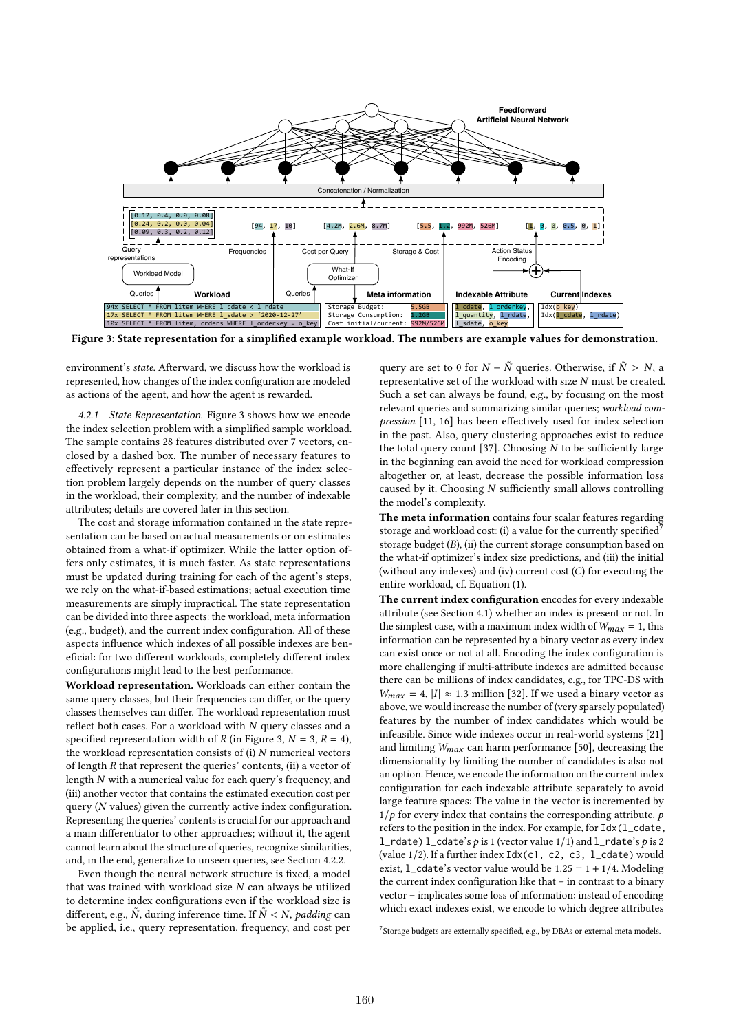Figure 3: State representation for a simplified example workload. The numbers are example values for demonstration.

environment's *state*. Afterward, we discuss how the workload is represented, how changes of the index configuration are modeled as actions of the agent, and how the agent is rewarded.

*4.2.1 State Representation.* Figure 3 shows how we encode the index selection problem with a simplified sample workload. The sample contains 28 features distributed over 7 vectors, enclosed by a dashed box. The number of necessary features to effectively represent a particular instance of the index selection problem largely depends on the number of query classes in the workload, their complexity, and the number of indexable attributes; details are covered later in this section.

The cost and storage information contained in the state representation can be based on actual measurements or on estimates obtained from a what-if optimizer. While the latter option offers only estimates, it is much faster. As state representations must be updated during training for each of the agent's steps, we rely on the what-if-based estimations; actual execution time measurements are simply impractical. The state representation can be divided into three aspects: the workload, meta information (e.g., budget), and the current index configuration. All of these aspects influence which indexes of all possible indexes are beneficial: for two different workloads, completely different index configurations might lead to the best performance.

**Workload representation.** Workloads can either contain the same query classes, but their frequencies can differ, or the query classes themselves can differ. The workload representation must reflect both cases. For a workload with $N$ query classes and a specified representation width of $R$ (in Figure 3, $N = 3$, $R = 4$), the workload representation consists of (i) $N$ numerical vectors of length $R$ that represent the queries' contents, (ii) a vector of length $N$ with a numerical value for each query's frequency, and (iii) another vector that contains the estimated execution cost per query ($N$ values) given the currently active index configuration. Representing the queries' contents is crucial for our approach and a main differentiator to other approaches; without it, the agent cannot learn about the structure of queries, recognize similarities, and, in the end, generalize to unseen queries, see Section 4.2.2.

Even though the neural network structure is fixed, a model that was trained with workload size $N$ can always be utilized to determine index configurations even if the workload size is different, e.g., $\tilde{N}$, during inference time. If $\tilde{N} < N$, *padding* can be applied, i.e., query representation, frequency, and cost per query are set to 0 for $N - \tilde{N}$ queries. Otherwise, if $\tilde{N} > N$, a representative set of the workload with size $N$ must be created. Such a set can always be found, e.g., by focusing on the most relevant queries; summarizing similar queries; *workload compression* [11, 16] has been effectively used for index selection in the past. Also, query clustering approaches exist to reduce the total query count [37]. Choosing $N$ to be sufficiently large in the beginning can avoid the need for workload compression altogether or, at least, decrease the possible information loss caused by it. Choosing $N$ sufficiently small allows controlling the model's complexity.

**The meta information** contains four scalar features regarding storage and workload cost: (i) a value for the currently specified[7] storage budget ($B$), (ii) the current storage consumption based on the what-if optimizer's index size predictions, and (iii) the initial (without any indexes) and (iv) current cost ($C$) for executing the entire workload, cf. Equation (1).

**The current index configuration** encodes for every indexable attribute (see Section 4.1) whether an index is present or not. In the simplest case, with a maximum index width of $W_{max} = 1$, this information can be represented by a binary vector as every index can exist once or not at all. Encoding the index configuration is more challenging if multi-attribute indexes are admitted because there can be millions of index candidates, e.g., for TPC-DS with $W_{max} = 4$, $|I| \approx 1.3$ million [32]. If we used a binary vector as above, we would increase the number of (very sparsely populated) features by the number of index candidates which would be infeasible. Since wide indexes occur in real-world systems [21] and limiting $W_{max}$ can harm performance [50], decreasing the dimensionality by limiting the number of candidates is also not an option. Hence, we encode the information on the current index configuration for each indexable attribute separately to avoid large feature spaces: The value in the vector is incremented by $1/p$ for every index that contains the corresponding attribute. $p$ refers to the position in the index. For example, for `Idx(l_cdate, l_rdate)` `l_cdate`'s $p$ is 1 (vector value 1/1) and `l_rdate`'s $p$ is 2 (value 1/2). If a further index `Idx(c1, c2, c3, l_cdate)` would exist, `l_cdate`'s vector value would be $1.25 = 1 + 1/4$. Modeling the current index configuration like that – in contrast to a binary vector – implicates some loss of information: instead of encoding which exact indexes exist, we encode to which degree attributes

[7] Storage budgets are externally specified, e.g., by DBAs or external meta models.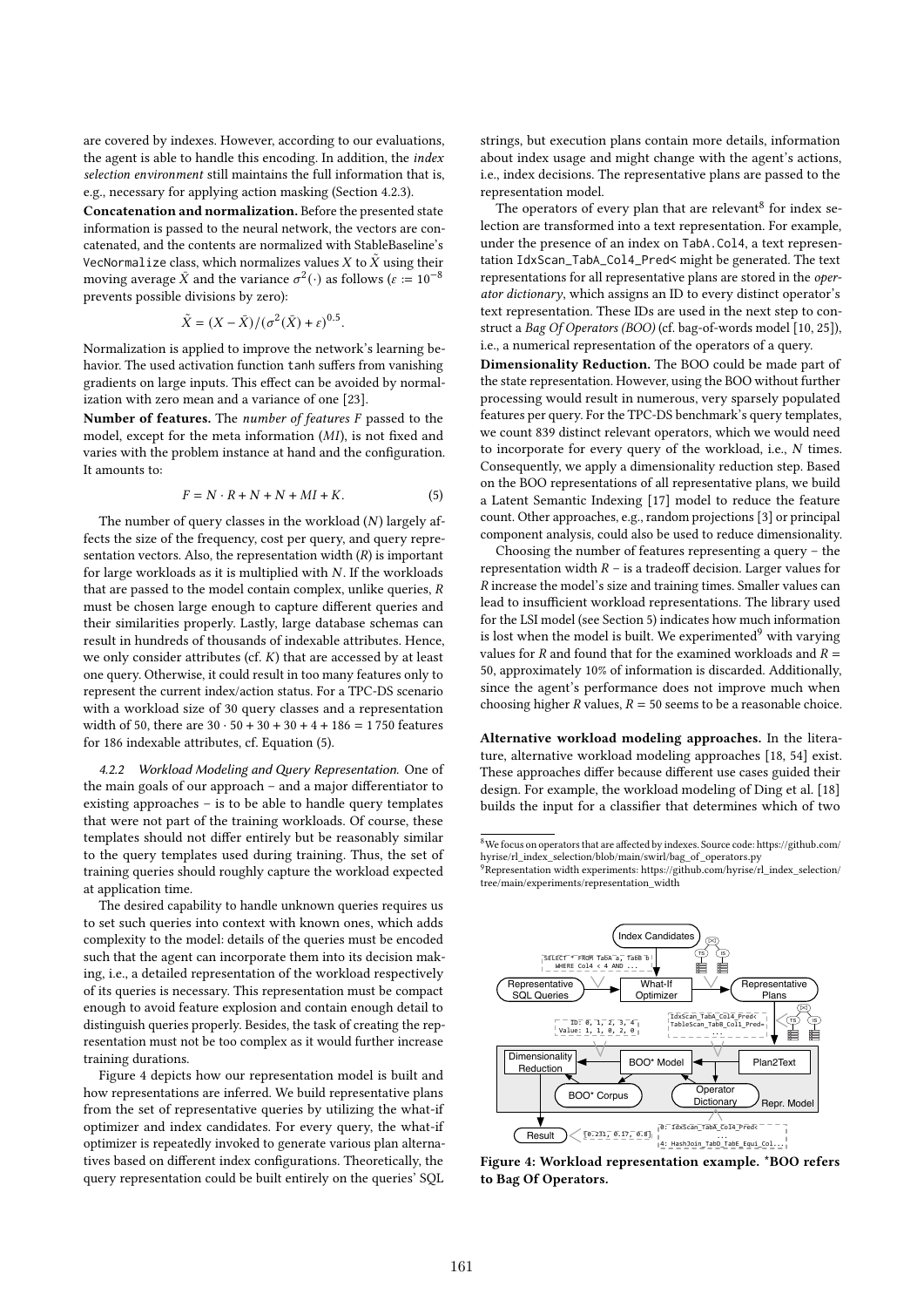are covered by indexes. However, according to our evaluations, the agent is able to handle this encoding. In addition, the *index selection environment* still maintains the full information that is, e.g., necessary for applying action masking (Section 4.2.3).

**Concatenation and normalization.** Before the presented state information is passed to the neural network, the vectors are concatenated, and the contents are normalized with StableBaseline's `VecNormalize` class, which normalizes values $X$ to $\tilde{X}$ using their moving average $\bar{X}$ and the variance $\sigma^2(\cdot)$ as follows ($\varepsilon := 10^{-8}$ prevents possible divisions by zero):

$$\tilde{X} = (X - \bar{X})/(\sigma^2(\bar{X}) + \varepsilon)^{0.5}.$$

Normalization is applied to improve the network's learning behavior. The used activation function `tanh` suffers from vanishing gradients on large inputs. This effect can be avoided by normalization with zero mean and a variance of one [23].

**Number of features.** The *number of features* $F$ passed to the model, except for the meta information ($MI$), is not fixed and varies with the problem instance at hand and the configuration. It amounts to:

$$F = N \cdot R + N + N + MI + K. \tag{5}$$

The number of query classes in the workload ($N$) largely affects the size of the frequency, cost per query, and query representation vectors. Also, the representation width ($R$) is important for large workloads as it is multiplied with $N$. If the workloads that are passed to the model contain complex, unlike queries, $R$ must be chosen large enough to capture different queries and their similarities properly. Lastly, large database schemas can result in hundreds of thousands of indexable attributes. Hence, we only consider attributes (cf. $K$) that are accessed by at least one query. Otherwise, it could result in too many features only to represent the current index/action status. For a TPC-DS scenario with a workload size of 30 query classes and a representation width of 50, there are $30 \cdot 50 + 30 + 30 + 4 + 186 = 1\,750$ features for 186 indexable attributes, cf. Equation (5).

#### 4.2.2 Workload Modeling and Query Representation.

One of the main goals of our approach – and a major differentiator to existing approaches – is to be able to handle query templates that were not part of the training workloads. Of course, these templates should not differ entirely but be reasonably similar to the query templates used during training. Thus, the set of training queries should roughly capture the workload expected at application time.

The desired capability to handle unknown queries requires us to set such queries into context with known ones, which adds complexity to the model: details of the queries must be encoded such that the agent can incorporate them into its decision making, i.e., a detailed representation of the workload respectively of its queries is necessary. This representation must be compact enough to avoid feature explosion and contain enough detail to distinguish queries properly. Besides, the task of creating the representation must not be too complex as it would further increase training durations.

Figure 4 depicts how our representation model is built and how representations are inferred. We build representative plans from the set of representative queries by utilizing the what-if optimizer and index candidates. For every query, the what-if optimizer is repeatedly invoked to generate various plan alternatives based on different index configurations. Theoretically, the query representation could be built entirely on the queries' SQL strings, but execution plans contain more details, information about index usage and might change with the agent's actions, i.e., index decisions. The representative plans are passed to the representation model.

The operators of every plan that are relevant[8] for index selection are transformed into a text representation. For example, under the presence of an index on `TabA.Col4`, a text representation `IdxScan_TabA_Col4_Pred<` might be generated. The text representations for all representative plans are stored in the *operator dictionary*, which assigns an ID to every distinct operator's text representation. These IDs are used in the next step to construct a *Bag Of Operators (BOO)* (cf. bag-of-words model [10, 25]), i.e., a numerical representation of the operators of a query.

**Dimensionality Reduction.** The BOO could be made part of the state representation. However, using the BOO without further processing would result in numerous, very sparsely populated features per query. For the TPC-DS benchmark's query templates, we count 839 distinct relevant operators, which we would need to incorporate for every query of the workload, i.e., $N$ times. Consequently, we apply a dimensionality reduction step. Based on the BOO representations of all representative plans, we build a Latent Semantic Indexing [17] model to reduce the feature count. Other approaches, e.g., random projections [3] or principal component analysis, could also be used to reduce dimensionality.

Choosing the number of features representing a query – the representation width $R$ – is a tradeoff decision. Larger values for $R$ increase the model's size and training times. Smaller values can lead to insufficient workload representations. The library used for the LSI model (see Section 5) indicates how much information is lost when the model is built. We experimented[9] with varying values for $R$ and found that for the examined workloads and $R = 50$, approximately 10% of information is discarded. Additionally, since the agent's performance does not improve much when choosing higher $R$ values, $R = 50$ seems to be a reasonable choice.

**Alternative workload modeling approaches.** In the literature, alternative workload modeling approaches [18, 54] exist. These approaches differ because different use cases guided their design. For example, the workload modeling of Ding et al. [18] builds the input for a classifier that determines which of two

Figure 4: Workload representation example. *BOO refers to Bag Of Operators.

[8] We focus on operators that are affected by indexes. Source code: https://github.com/hyrise/rl_index_selection/blob/main/swirl/bag_of_operators.py

[9] Representation width experiments: https://github.com/hyrise/rl_index_selection/tree/main/experiments/representation_width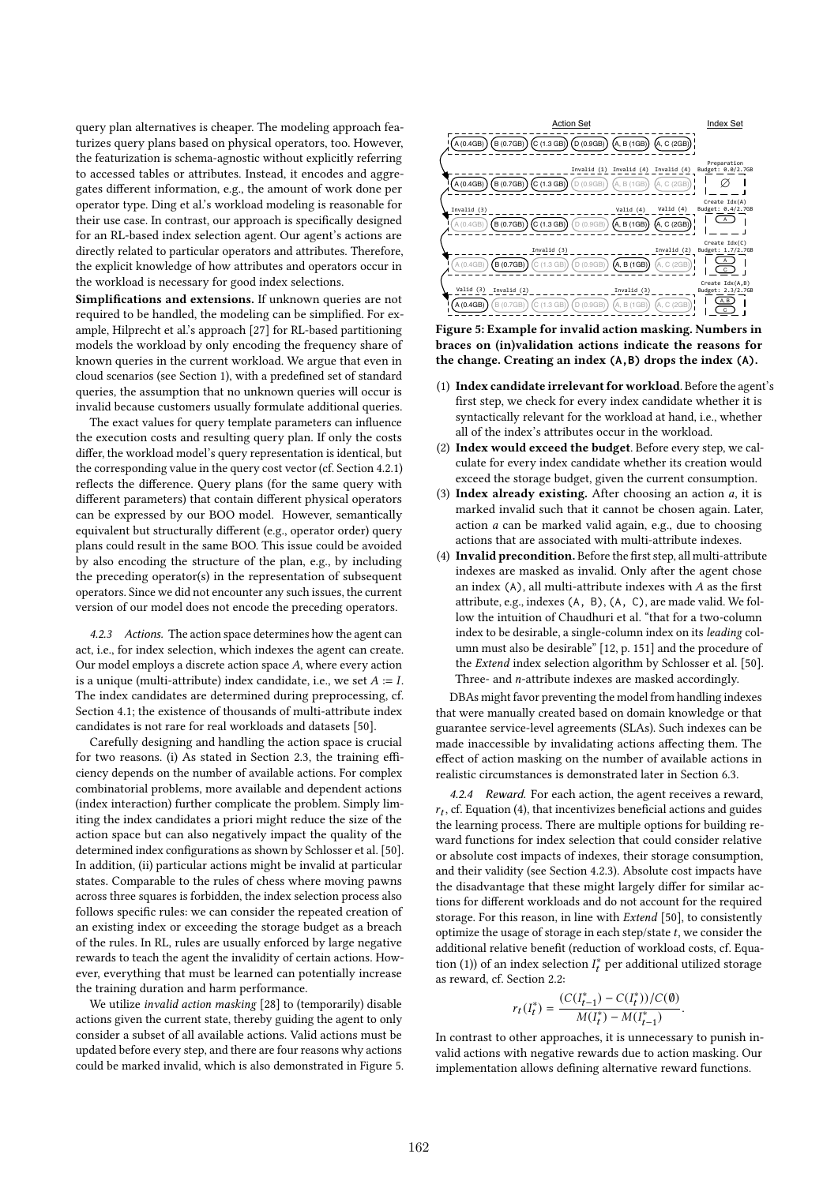query plan alternatives is cheaper. The modeling approach featurizes query plans based on physical operators, too. However, the featurization is schema-agnostic without explicitly referring to accessed tables or attributes. Instead, it encodes and aggregates different information, e.g., the amount of work done per operator type. Ding et al.'s workload modeling is reasonable for their use case. In contrast, our approach is specifically designed for an RL-based index selection agent. Our agent's actions are directly related to particular operators and attributes. Therefore, the explicit knowledge of how attributes and operators occur in the workload is necessary for good index selections.

**Simplifications and extensions.** If unknown queries are not required to be handled, the modeling can be simplified. For example, Hilprecht et al.'s approach [27] for RL-based partitioning models the workload by only encoding the frequency share of known queries in the current workload. We argue that even in cloud scenarios (see Section 1), with a predefined set of standard queries, the assumption that no unknown queries will occur is invalid because customers usually formulate additional queries.

The exact values for query template parameters can influence the execution costs and resulting query plan. If only the costs differ, the workload model's query representation is identical, but the corresponding value in the query cost vector (cf. Section 4.2.1) reflects the difference. Query plans (for the same query with different parameters) that contain different physical operators can be expressed by our BOO model. However, semantically equivalent but structurally different (e.g., operator order) query plans could result in the same BOO. This issue could be avoided by also encoding the structure of the plan, e.g., by including the preceding operator(s) in the representation of subsequent operators. Since we did not encounter any such issues, the current version of our model does not encode the preceding operators.

### 4.2.3 Actions.

The action space determines how the agent can act, i.e., for index selection, which indexes the agent can create. Our model employs a discrete action space $A$, where every action is a unique (multi-attribute) index candidate, i.e., we set $A := I$. The index candidates are determined during preprocessing, cf. Section 4.1; the existence of thousands of multi-attribute index candidates is not rare for real workloads and datasets [50].

Carefully designing and handling the action space is crucial for two reasons. (i) As stated in Section 2.3, the training efficiency depends on the number of available actions. For complex combinatorial problems, more available and dependent actions (index interaction) further complicate the problem. Simply limiting the index candidates a priori might reduce the size of the action space but can also negatively impact the quality of the determined index configurations as shown by Schlosser et al. [50]. In addition, (ii) particular actions might be invalid at particular states. Comparable to the rules of chess where moving pawns across three squares is forbidden, the index selection process also follows specific rules: we can consider the repeated creation of an existing index or exceeding the storage budget as a breach of the rules. In RL, rules are usually enforced by large negative rewards to teach the agent the invalidity of certain actions. However, everything that must be learned can potentially increase the training duration and harm performance.

We utilize *invalid action masking* [28] to (temporarily) disable actions given the current state, thereby guiding the agent to only consider a subset of all available actions. Valid actions must be updated before every step, and there are four reasons why actions could be marked invalid, which is also demonstrated in Figure 5.

**Figure 5: Example for invalid action masking. Numbers in braces on (in)validation actions indicate the reasons for the change. Creating an index (A,B) drops the index (A).**

1. **Index candidate irrelevant for workload**. Before the agent's first step, we check for every index candidate whether it is syntactically relevant for the workload at hand, i.e., whether all of the index's attributes occur in the workload.
2. **Index would exceed the budget**. Before every step, we calculate for every index candidate whether its creation would exceed the storage budget, given the current consumption.
3. **Index already existing.** After choosing an action $a$, it is marked invalid such that it cannot be chosen again. Later, action $a$ can be marked valid again, e.g., due to choosing actions that are associated with multi-attribute indexes.
4. **Invalid precondition.** Before the first step, all multi-attribute indexes are masked as invalid. Only after the agent chose an index (A), all multi-attribute indexes with $A$ as the first attribute, e.g., indexes (A, B), (A, C), are made valid. We follow the intuition of Chaudhuri et al. "that for a two-column index to be desirable, a single-column index on its *leading* column must also be desirable" [12, p. 151] and the procedure of the *Extend* index selection algorithm by Schlosser et al. [50]. Three- and $n$-attribute indexes are masked accordingly.

DBAs might favor preventing the model from handling indexes that were manually created based on domain knowledge or that guarantee service-level agreements (SLAs). Such indexes can be made inaccessible by invalidating actions affecting them. The effect of action masking on the number of available actions in realistic circumstances is demonstrated later in Section 6.3.

### 4.2.4 Reward.

For each action, the agent receives a reward, $r_t$, cf. Equation (4), that incentivizes beneficial actions and guides the learning process. There are multiple options for building reward functions for index selection that could consider relative or absolute cost impacts of indexes, their storage consumption, and their validity (see Section 4.2.3). Absolute cost impacts have the disadvantage that these might largely differ for similar actions for different workloads and do not account for the required storage. For this reason, in line with *Extend* [50], to consistently optimize the usage of storage in each step/state $t$, we consider the additional relative benefit (reduction of workload costs, cf. Equation (1)) of an index selection $I_t^*$ per additional utilized storage as reward, cf. Section 2.2:

$$r_t(I_t^*) = \frac{(C(I_{t-1}^*) - C(I_t^*))/C(\emptyset)}{M(I_t^*) - M(I_{t-1}^*)}.$$

In contrast to other approaches, it is unnecessary to punish invalid actions with negative rewards due to action masking. Our implementation allows defining alternative reward functions.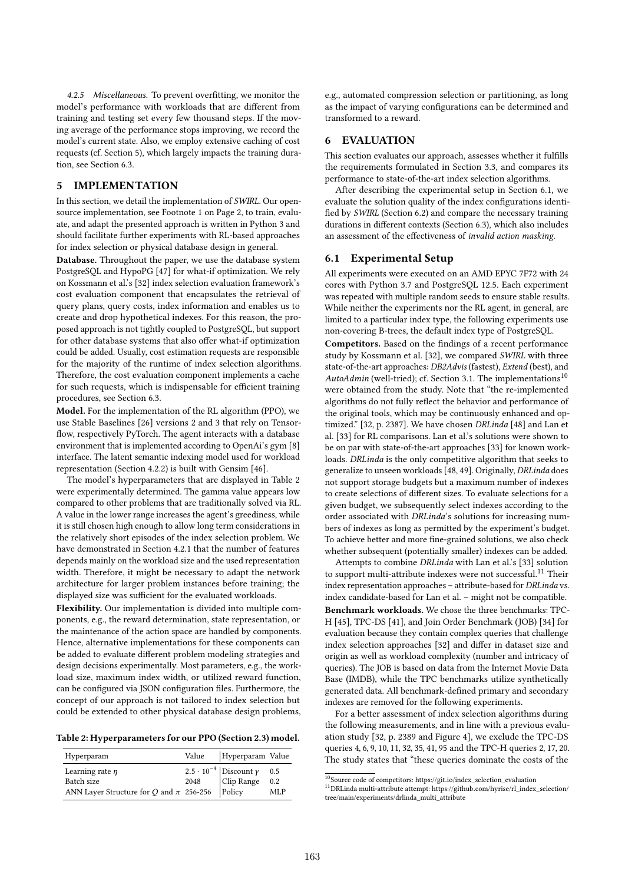*4.2.5 Miscellaneous.* To prevent overfitting, we monitor the model's performance with workloads that are different from training and testing set every few thousand steps. If the moving average of the performance stops improving, we record the model's current state. Also, we employ extensive caching of cost requests (cf. Section 5), which largely impacts the training duration, see Section 6.3.

## 5 IMPLEMENTATION

In this section, we detail the implementation of *SWIRL*. Our open-source implementation, see Footnote 1 on Page 2, to train, evaluate, and adapt the presented approach is written in Python 3 and should facilitate further experiments with RL-based approaches for index selection or physical database design in general.

**Database.** Throughout the paper, we use the database system PostgreSQL and HypoPG [47] for what-if optimization. We rely on Kossmann et al.'s [32] index selection evaluation framework's cost evaluation component that encapsulates the retrieval of query plans, query costs, index information and enables us to create and drop hypothetical indexes. For this reason, the proposed approach is not tightly coupled to PostgreSQL, but support for other database systems that also offer what-if optimization could be added. Usually, cost estimation requests are responsible for the majority of the runtime of index selection algorithms. Therefore, the cost evaluation component implements a cache for such requests, which is indispensable for efficient training procedures, see Section 6.3.

**Model.** For the implementation of the RL algorithm (PPO), we use Stable Baselines [26] versions 2 and 3 that rely on Tensorflow, respectively PyTorch. The agent interacts with a database environment that is implemented according to OpenAi's gym [8] interface. The latent semantic indexing model used for workload representation (Section 4.2.2) is built with Gensim [46].

The model's hyperparameters that are displayed in Table 2 were experimentally determined. The gamma value appears low compared to other problems that are traditionally solved via RL. A value in the lower range increases the agent's greediness, while it is still chosen high enough to allow long term considerations in the relatively short episodes of the index selection problem. We have demonstrated in Section 4.2.1 that the number of features depends mainly on the workload size and the used representation width. Therefore, it might be necessary to adapt the network architecture for larger problem instances before training; the displayed size was sufficient for the evaluated workloads.

**Flexibility.** Our implementation is divided into multiple components, e.g., the reward determination, state representation, or the maintenance of the action space are handled by components. Hence, alternative implementations for these components can be added to evaluate different problem modeling strategies and design decisions experimentally. Most parameters, e.g., the workload size, maximum index width, or utilized reward function, can be configured via JSON configuration files. Furthermore, the concept of our approach is not tailored to index selection but could be extended to other physical database design problems,

**Table 2: Hyperparameters for our PPO (Section 2.3) model.**

| Hyperparam | Value | Hyperparam | Value |
|---|---|---|---|
| Learning rate $\eta$ | $2.5 \cdot 10^{-4}$ | Discount $\gamma$ | 0.5 |
| Batch size | 2048 | Clip Range | 0.2 |
| ANN Layer Structure for $Q$ and $\pi$ | 256-256 | Policy | MLP |

e.g., automated compression selection or partitioning, as long as the impact of varying configurations can be determined and transformed to a reward.

## 6 EVALUATION

This section evaluates our approach, assesses whether it fulfills the requirements formulated in Section 3.3, and compares its performance to state-of-the-art index selection algorithms.

After describing the experimental setup in Section 6.1, we evaluate the solution quality of the index configurations identified by *SWIRL* (Section 6.2) and compare the necessary training durations in different contexts (Section 6.3), which also includes an assessment of the effectiveness of *invalid action masking*.

### 6.1 Experimental Setup

All experiments were executed on an AMD EPYC 7F72 with 24 cores with Python 3.7 and PostgreSQL 12.5. Each experiment was repeated with multiple random seeds to ensure stable results. While neither the experiments nor the RL agent, in general, are limited to a particular index type, the following experiments use non-covering B-trees, the default index type of PostgreSQL.

**Competitors.** Based on the findings of a recent performance study by Kossmann et al. [32], we compared *SWIRL* with three state-of-the-art approaches: *DB2Advis* (fastest), *Extend* (best), and *AutoAdmin* (well-tried); cf. Section 3.1. The implementations[10] were obtained from the study. Note that "the re-implemented algorithms do not fully reflect the behavior and performance of the original tools, which may be continuously enhanced and optimized." [32, p. 2387]. We have chosen *DRLinda* [48] and Lan et al. [33] for RL comparisons. Lan et al.'s solutions were shown to be on par with state-of-the-art approaches [33] for known workloads. *DRLinda* is the only competitive algorithm that seeks to generalize to unseen workloads [48, 49]. Originally, *DRLinda* does not support storage budgets but a maximum number of indexes to create selections of different sizes. To evaluate selections for a given budget, we subsequently select indexes according to the order associated with *DRLinda*'s solutions for increasing numbers of indexes as long as permitted by the experiment's budget. To achieve better and more fine-grained solutions, we also check whether subsequent (potentially smaller) indexes can be added.

Attempts to combine *DRLinda* with Lan et al.'s [33] solution to support multi-attribute indexes were not successful.[11] Their index representation approaches – attribute-based for *DRLinda* vs. index candidate-based for Lan et al. – might not be compatible.

**Benchmark workloads.** We chose the three benchmarks: TPC-H [45], TPC-DS [41], and Join Order Benchmark (JOB) [34] for evaluation because they contain complex queries that challenge index selection approaches [32] and differ in dataset size and origin as well as workload complexity (number and intricacy of queries). The JOB is based on data from the Internet Movie Data Base (IMDB), while the TPC benchmarks utilize synthetically generated data. All benchmark-defined primary and secondary indexes are removed for the following experiments.

For a better assessment of index selection algorithms during the following measurements, and in line with a previous evaluation study [32, p. 2389 and Figure 4], we exclude the TPC-DS queries 4, 6, 9, 10, 11, 32, 35, 41, 95 and the TPC-H queries 2, 17, 20. The study states that "these queries dominate the costs of the

[10] Source code of competitors: https://git.io/index_selection_evaluation

[11] DRLinda multi-attribute attempt: https://github.com/hyrise/rl_index_selection/tree/main/experiments/drlinda_multi_attribute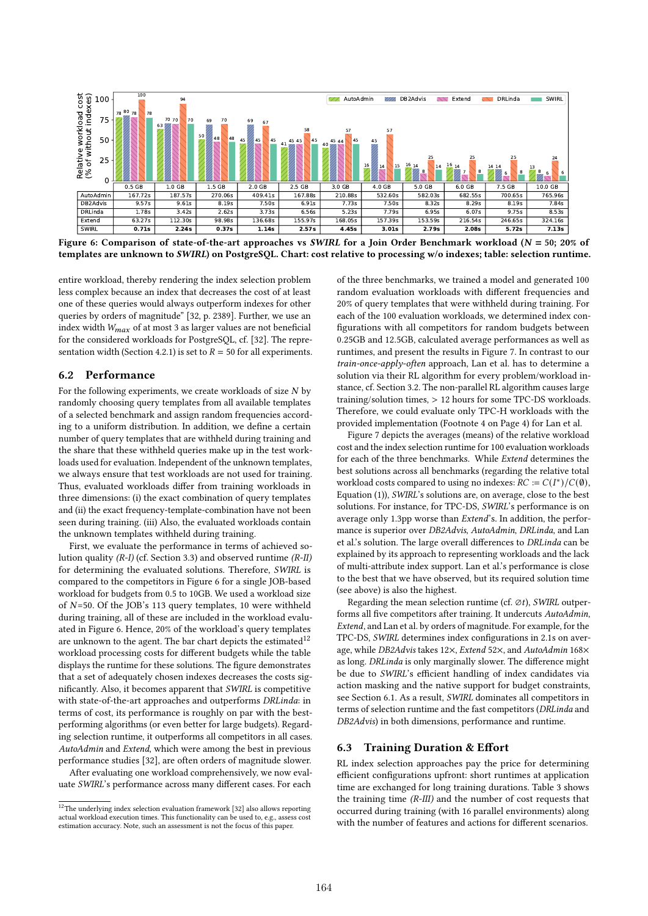| | 0.5 GB | 1.0 GB | 1.5 GB | 2.0 GB | 2.5 GB | 3.0 GB | 4.0 GB | 5.0 GB | 6.0 GB | 7.5 GB | 10.0 GB |
|---|---|---|---|---|---|---|---|---|---|---|---|
| AutoAdmin | 167.72s | 187.57s | 270.06s | 409.41s | 167.88s | 210.88s | 532.60s | 582.03s | 682.55s | 700.65s | 765.96s |
| DB2Advis | 9.57s | 9.61s | 8.19s | 7.50s | 6.91s | 7.73s | 7.50s | 8.32s | 8.29s | 8.19s | 7.84s |
| DRLinda | 1.78s | 3.42s | 2.62s | 3.73s | 6.56s | 5.23s | 7.79s | 6.95s | 6.07s | 9.75s | 8.53s |
| Extend | 63.27s | 112.30s | 98.98s | 136.68s | 155.97s | 168.05s | 157.39s | 153.59s | 216.54s | 246.65s | 324.16s |
| SWIRL | **0.71s** | **2.24s** | **0.37s** | **1.14s** | **2.57s** | **4.45s** | **3.01s** | **2.79s** | **2.08s** | **5.72s** | **7.13s** |

**Figure 6: Comparison of state-of-the-art approaches vs *SWIRL* for a Join Order Benchmark workload ($N$ = 50; 20% of templates are unknown to *SWIRL*) on PostgreSQL. Chart: cost relative to processing w/o indexes; table: selection runtime.**

entire workload, thereby rendering the index selection problem less complex because an index that decreases the cost of at least one of these queries would always outperform indexes for other queries by orders of magnitude" [32, p. 2389]. Further, we use an index width $W_{max}$ of at most 3 as larger values are not beneficial for the considered workloads for PostgreSQL, cf. [32]. The representation width (Section 4.2.1) is set to $R = 50$ for all experiments.

## 6.2 Performance

For the following experiments, we create workloads of size $N$ by randomly choosing query templates from all available templates of a selected benchmark and assign random frequencies according to a uniform distribution. In addition, we define a certain number of query templates that are withheld during training and the share that these withheld queries make up in the test workloads used for evaluation. Independent of the unknown templates, we always ensure that test workloads are not used for training. Thus, evaluated workloads differ from training workloads in three dimensions: (i) the exact combination of query templates and (ii) the exact frequency-template-combination have not been seen during training. (iii) Also, the evaluated workloads contain the unknown templates withheld during training.

First, we evaluate the performance in terms of achieved solution quality *(R-I)* (cf. Section 3.3) and observed runtime *(R-II)* for determining the evaluated solutions. Therefore, *SWIRL* is compared to the competitors in Figure 6 for a single JOB-based workload for budgets from 0.5 to 10GB. We used a workload size of $N$=50. Of the JOB's 113 query templates, 10 were withheld during training, all of these are included in the workload evaluated in Figure 6. Hence, 20% of the workload's query templates are unknown to the agent. The bar chart depicts the estimated[12] workload processing costs for different budgets while the table displays the runtime for these solutions. The figure demonstrates that a set of adequately chosen indexes decreases the costs significantly. Also, it becomes apparent that *SWIRL* is competitive with state-of-the-art approaches and outperforms *DRLinda*: in terms of cost, its performance is roughly on par with the best-performing algorithms (or even better for large budgets). Regarding selection runtime, it outperforms all competitors in all cases. *AutoAdmin* and *Extend*, which were among the best in previous performance studies [32], are often orders of magnitude slower.

After evaluating one workload comprehensively, we now evaluate *SWIRL*'s performance across many different cases. For each of the three benchmarks, we trained a model and generated 100 random evaluation workloads with different frequencies and 20% of query templates that were withheld during training. For each of the 100 evaluation workloads, we determined index configurations with all competitors for random budgets between 0.25GB and 12.5GB, calculated average performances as well as runtimes, and present the results in Figure 7. In contrast to our *train-once-apply-often* approach, Lan et al. has to determine a solution via their RL algorithm for every problem/workload instance, cf. Section 3.2. The non-parallel RL algorithm causes large training/solution times, > 12 hours for some TPC-DS workloads. Therefore, we could evaluate only TPC-H workloads with the provided implementation (Footnote 4 on Page 4) for Lan et al.

Figure 7 depicts the averages (means) of the relative workload cost and the index selection runtime for 100 evaluation workloads for each of the three benchmarks. While *Extend* determines the best solutions across all benchmarks (regarding the relative total workload costs compared to using no indexes: $RC := C(I^*)/C(\emptyset)$, Equation (1)), *SWIRL*'s solutions are, on average, close to the best solutions. For instance, for TPC-DS, *SWIRL*'s performance is on average only 1.3pp worse than *Extend*'s. In addition, the performance is superior over *DB2Advis*, *AutoAdmin*, *DRLinda*, and Lan et al.'s solution. The large overall differences to *DRLinda* can be explained by its approach to representing workloads and the lack of multi-attribute index support. Lan et al.'s performance is close to the best that we have observed, but its required solution time (see above) is also the highest.

Regarding the mean selection runtime (cf. $\varnothing t$), *SWIRL* outperforms all five competitors after training. It undercuts *AutoAdmin*, *Extend*, and Lan et al. by orders of magnitude. For example, for the TPC-DS, *SWIRL* determines index configurations in 2.1s on average, while *DB2Advis* takes 12×, *Extend* 52×, and *AutoAdmin* 168× as long. *DRLinda* is only marginally slower. The difference might be due to *SWIRL*'s efficient handling of index candidates via action masking and the native support for budget constraints, see Section 6.1. As a result, *SWIRL* dominates all competitors in terms of selection runtime and the fast competitors (*DRLinda* and *DB2Advis*) in both dimensions, performance and runtime.

## 6.3 Training Duration & Effort

RL index selection approaches pay the price for determining efficient configurations upfront: short runtimes at application time are exchanged for long training durations. Table 3 shows the training time *(R-III)* and the number of cost requests that occurred during training (with 16 parallel environments) along with the number of features and actions for different scenarios.

[12] The underlying index selection evaluation framework [32] also allows reporting actual workload execution times. This functionality can be used to, e.g., assess cost estimation accuracy. Note, such an assessment is not the focus of this paper.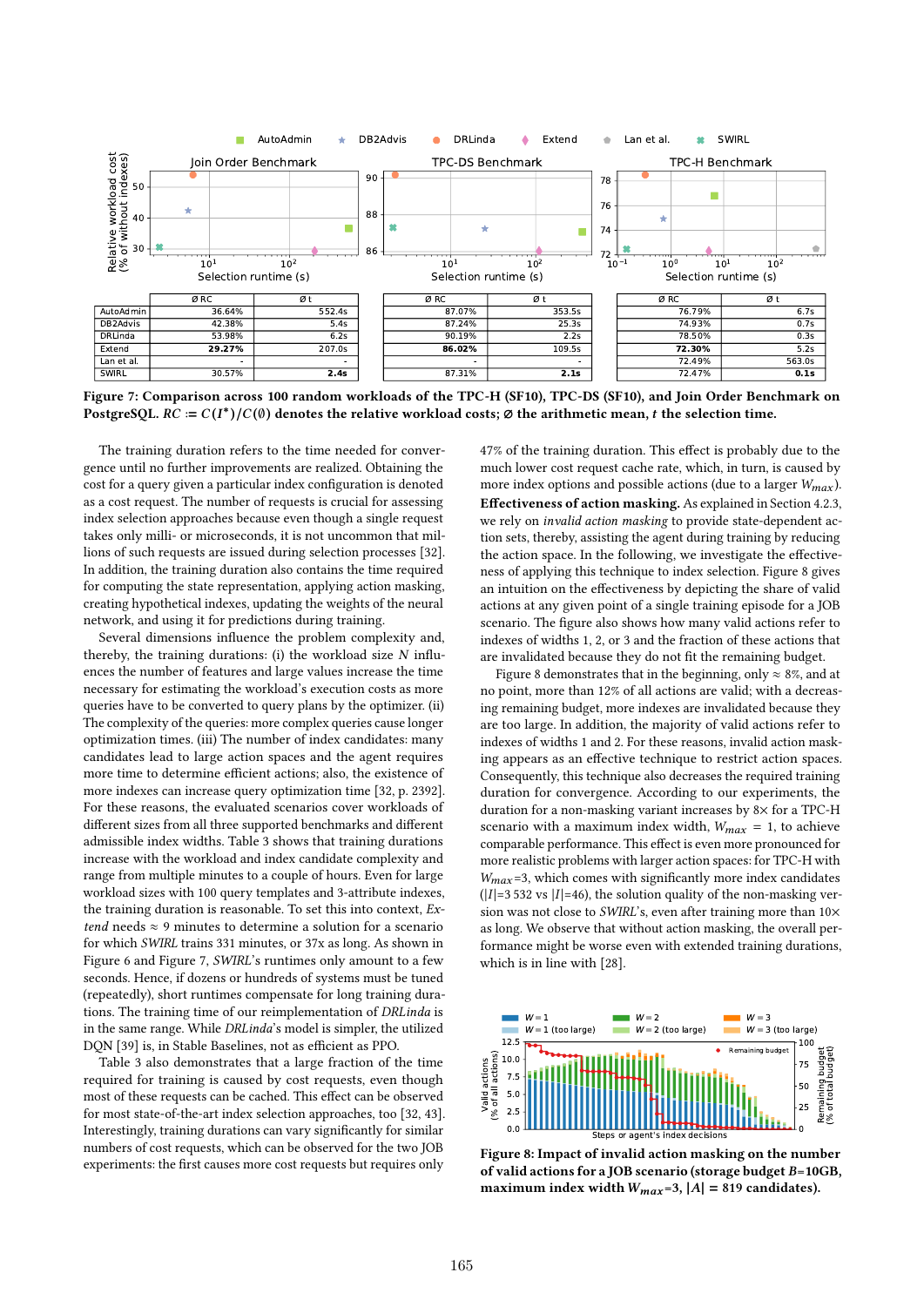| | Join Order Benchmark | | TPC-DS Benchmark | | TPC-H Benchmark | |
|---|---|---|---|---|---|---|
| | Ø RC | Ø t | Ø RC | Ø t | Ø RC | Ø t |
| AutoAdmin | 36.64% | 552.4s | 87.07% | 353.5s | 76.79% | 6.7s |
| DB2Advis | 42.38% | 5.4s | 87.24% | 25.3s | 74.93% | 0.7s |
| DRLinda | 53.98% | 6.2s | 90.19% | 2.2s | 78.50% | 0.3s |
| Extend | **29.27%** | 207.0s | **86.02%** | 109.5s | **72.30%** | 5.2s |
| Lan et al. | - | - | - | - | 72.49% | 563.0s |
| SWIRL | 30.57% | **2.4s** | 87.31% | **2.1s** | 72.47% | **0.1s** |

**Figure 7: Comparison across 100 random workloads of the TPC-H (SF10), TPC-DS (SF10), and Join Order Benchmark on PostgreSQL. $RC := C(I^*)/C(\emptyset)$ denotes the relative workload costs; $\varnothing$ the arithmetic mean, $t$ the selection time.**

The training duration refers to the time needed for convergence until no further improvements are realized. Obtaining the cost for a query given a particular index configuration is denoted as a cost request. The number of requests is crucial for assessing index selection approaches because even though a single request takes only milli- or microseconds, it is not uncommon that millions of such requests are issued during selection processes [32]. In addition, the training duration also contains the time required for computing the state representation, applying action masking, creating hypothetical indexes, updating the weights of the neural network, and using it for predictions during training.

Several dimensions influence the problem complexity and, thereby, the training durations: (i) the workload size $N$ influences the number of features and large values increase the time necessary for estimating the workload's execution costs as more queries have to be converted to query plans by the optimizer. (ii) The complexity of the queries: more complex queries cause longer optimization times. (iii) The number of index candidates: many candidates lead to large action spaces and the agent requires more time to determine efficient actions; also, the existence of more indexes can increase query optimization time [32, p. 2392]. For these reasons, the evaluated scenarios cover workloads of different sizes from all three supported benchmarks and different admissible index widths. Table 3 shows that training durations increase with the workload and index candidate complexity and range from multiple minutes to a couple of hours. Even for large workload sizes with 100 query templates and 3-attribute indexes, the training duration is reasonable. To set this into context, *Extend* needs $\approx$ 9 minutes to determine a solution for a scenario for which *SWIRL* trains 331 minutes, or 37x as long. As shown in Figure 6 and Figure 7, *SWIRL*'s runtimes only amount to a few seconds. Hence, if dozens or hundreds of systems must be tuned (repeatedly), short runtimes compensate for long training durations. The training time of our reimplementation of *DRLinda* is in the same range. While *DRLinda*'s model is simpler, the utilized DQN [39] is, in Stable Baselines, not as efficient as PPO.

Table 3 also demonstrates that a large fraction of the time required for training is caused by cost requests, even though most of these requests can be cached. This effect can be observed for most state-of-the-art index selection approaches, too [32, 43]. Interestingly, training durations can vary significantly for similar numbers of cost requests, which can be observed for the two JOB experiments: the first causes more cost requests but requires only 47% of the training duration. This effect is probably due to the much lower cost request cache rate, which, in turn, is caused by more index options and possible actions (due to a larger $W_{max}$).

**Effectiveness of action masking.** As explained in Section 4.2.3, we rely on *invalid action masking* to provide state-dependent action sets, thereby, assisting the agent during training by reducing the action space. In the following, we investigate the effectiveness of applying this technique to index selection. Figure 8 gives an intuition on the effectiveness by depicting the share of valid actions at any given point of a single training episode for a JOB scenario. The figure also shows how many valid actions refer to indexes of widths 1, 2, or 3 and the fraction of these actions that are invalidated because they do not fit the remaining budget.

Figure 8 demonstrates that in the beginning, only $\approx$ 8%, and at no point, more than 12% of all actions are valid; with a decreasing remaining budget, more indexes are invalidated because they are too large. In addition, the majority of valid actions refer to indexes of widths 1 and 2. For these reasons, invalid action masking appears as an effective technique to restrict action spaces. Consequently, this technique also decreases the required training duration for convergence. According to our experiments, the duration for a non-masking variant increases by 8× for a TPC-H scenario with a maximum index width, $W_{max}$ = 1, to achieve comparable performance. This effect is even more pronounced for more realistic problems with larger action spaces: for TPC-H with $W_{max}$=3, which comes with significantly more index candidates ($|I|$=3 532 vs $|I|$=46), the solution quality of the non-masking version was not close to *SWIRL*'s, even after training more than 10× as long. We observe that without action masking, the overall performance might be worse even with extended training durations, which is in line with [28].

**Figure 8: Impact of invalid action masking on the number of valid actions for a JOB scenario (storage budget $B$=10GB, maximum index width $W_{max}$=3, $|A|$ = 819 candidates).**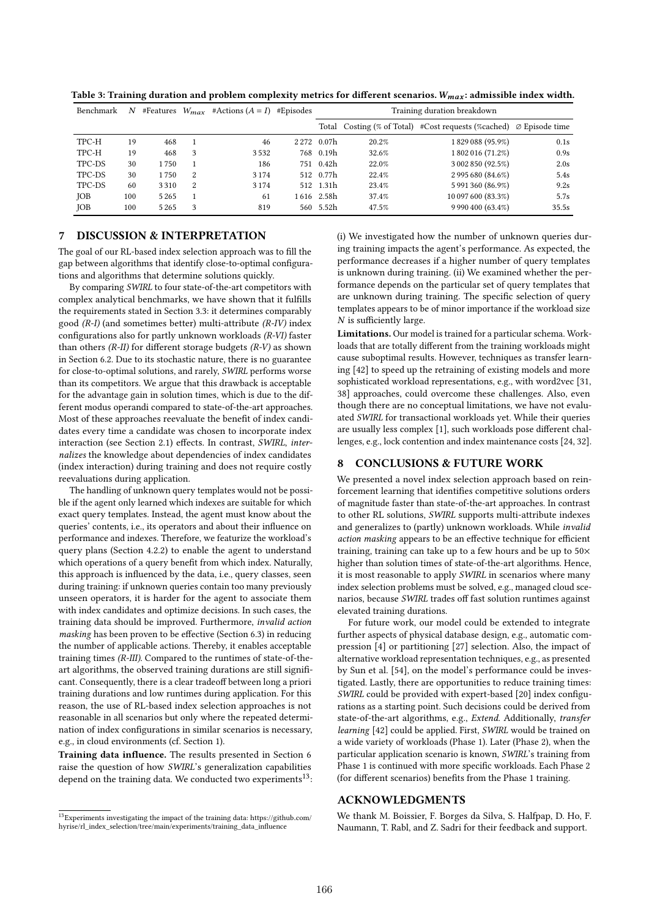Table 3: Training duration and problem complexity metrics for different scenarios. $W_{max}$: admissible index width.

| Benchmark | $N$ | #Features | $W_{max}$ | #Actions ($A = I$) | #Episodes | Training duration breakdown | | | |
|---|---|---|---|---|---|---|---|---|---|
| | | | | | | Total | Costing (% of Total) | #Cost requests (%cached) | ∅ Episode time |
| TPC-H | 19 | 468 | 1 | 46 | 2 272 | 0.07h | 20.2% | 1 829 088 (95.9%) | 0.1s |
| TPC-H | 19 | 468 | 3 | 3 532 | 768 | 0.19h | 32.6% | 1 802 016 (71.2%) | 0.9s |
| TPC-DS | 30 | 1 750 | 1 | 186 | 751 | 0.42h | 22.0% | 3 002 850 (92.5%) | 2.0s |
| TPC-DS | 30 | 1 750 | 2 | 3 174 | 512 | 0.77h | 22.4% | 2 995 680 (84.6%) | 5.4s |
| TPC-DS | 60 | 3 310 | 2 | 3 174 | 512 | 1.31h | 23.4% | 5 991 360 (86.9%) | 9.2s |
| JOB | 100 | 5 265 | 1 | 61 | 1 616 | 2.58h | 37.4% | 10 097 600 (83.3%) | 5.7s |
| JOB | 100 | 5 265 | 3 | 819 | 560 | 5.52h | 47.5% | 9 990 400 (63.4%) | 35.5s |

## 7 DISCUSSION & INTERPRETATION

The goal of our RL-based index selection approach was to fill the gap between algorithms that identify close-to-optimal configurations and algorithms that determine solutions quickly.

By comparing *SWIRL* to four state-of-the-art competitors with complex analytical benchmarks, we have shown that it fulfills the requirements stated in Section 3.3: it determines comparably good *(R-I)* (and sometimes better) multi-attribute *(R-IV)* index configurations also for partly unknown workloads *(R-VI)* faster than others *(R-II)* for different storage budgets *(R-V)* as shown in Section 6.2. Due to its stochastic nature, there is no guarantee for close-to-optimal solutions, and rarely, *SWIRL* performs worse than its competitors. We argue that this drawback is acceptable for the advantage gain in solution times, which is due to the different modus operandi compared to state-of-the-art approaches. Most of these approaches reevaluate the benefit of index candidates every time a candidate was chosen to incorporate index interaction (see Section 2.1) effects. In contrast, *SWIRL*, *internalizes* the knowledge about dependencies of index candidates (index interaction) during training and does not require costly reevaluations during application.

The handling of unknown query templates would not be possible if the agent only learned which indexes are suitable for which exact query templates. Instead, the agent must know about the queries' contents, i.e., its operators and about their influence on performance and indexes. Therefore, we featurize the workload's query plans (Section 4.2.2) to enable the agent to understand which operations of a query benefit from which index. Naturally, this approach is influenced by the data, i.e., query classes, seen during training: if unknown queries contain too many previously unseen operators, it is harder for the agent to associate them with index candidates and optimize decisions. In such cases, the training data should be improved. Furthermore, *invalid action masking* has been proven to be effective (Section 6.3) in reducing the number of applicable actions. Thereby, it enables acceptable training times *(R-III)*. Compared to the runtimes of state-of-the-art algorithms, the observed training durations are still significant. Consequently, there is a clear tradeoff between long a priori training durations and low runtimes during application. For this reason, the use of RL-based index selection approaches is not reasonable in all scenarios but only where the repeated determination of index configurations in similar scenarios is necessary, e.g., in cloud environments (cf. Section 1).

**Training data influence.** The results presented in Section 6 raise the question of how *SWIRL*'s generalization capabilities depend on the training data. We conducted two experiments[13]: (i) We investigated how the number of unknown queries during training impacts the agent's performance. As expected, the performance decreases if a higher number of query templates is unknown during training. (ii) We examined whether the performance depends on the particular set of query templates that are unknown during training. The specific selection of query templates appears to be of minor importance if the workload size $N$ is sufficiently large.

**Limitations.** Our model is trained for a particular schema. Workloads that are totally different from the training workloads might cause suboptimal results. However, techniques as transfer learning [42] to speed up the retraining of existing models and more sophisticated workload representations, e.g., with word2vec [31, 38] approaches, could overcome these challenges. Also, even though there are no conceptual limitations, we have not evaluated *SWIRL* for transactional workloads yet. While their queries are usually less complex [1], such workloads pose different challenges, e.g., lock contention and index maintenance costs [24, 32].

## 8 CONCLUSIONS & FUTURE WORK

We presented a novel index selection approach based on reinforcement learning that identifies competitive solutions orders of magnitude faster than state-of-the-art approaches. In contrast to other RL solutions, *SWIRL* supports multi-attribute indexes and generalizes to (partly) unknown workloads. While *invalid action masking* appears to be an effective technique for efficient training, training can take up to a few hours and be up to 50× higher than solution times of state-of-the-art algorithms. Hence, it is most reasonable to apply *SWIRL* in scenarios where many index selection problems must be solved, e.g., managed cloud scenarios, because *SWIRL* trades off fast solution runtimes against elevated training durations.

For future work, our model could be extended to integrate further aspects of physical database design, e.g., automatic compression [4] or partitioning [27] selection. Also, the impact of alternative workload representation techniques, e.g., as presented by Sun et al. [54], on the model's performance could be investigated. Lastly, there are opportunities to reduce training times: *SWIRL* could be provided with expert-based [20] index configurations as a starting point. Such decisions could be derived from state-of-the-art algorithms, e.g., *Extend*. Additionally, *transfer learning* [42] could be applied. First, *SWIRL* would be trained on a wide variety of workloads (Phase 1). Later (Phase 2), when the particular application scenario is known, *SWIRL*'s training from Phase 1 is continued with more specific workloads. Each Phase 2 (for different scenarios) benefits from the Phase 1 training.

## ACKNOWLEDGMENTS

We thank M. Boissier, F. Borges da Silva, S. Halfpap, D. Ho, F. Naumann, T. Rabl, and Z. Sadri for their feedback and support.

[13] Experiments investigating the impact of the training data: https://github.com/hyrise/rl_index_selection/tree/main/experiments/training_data_influence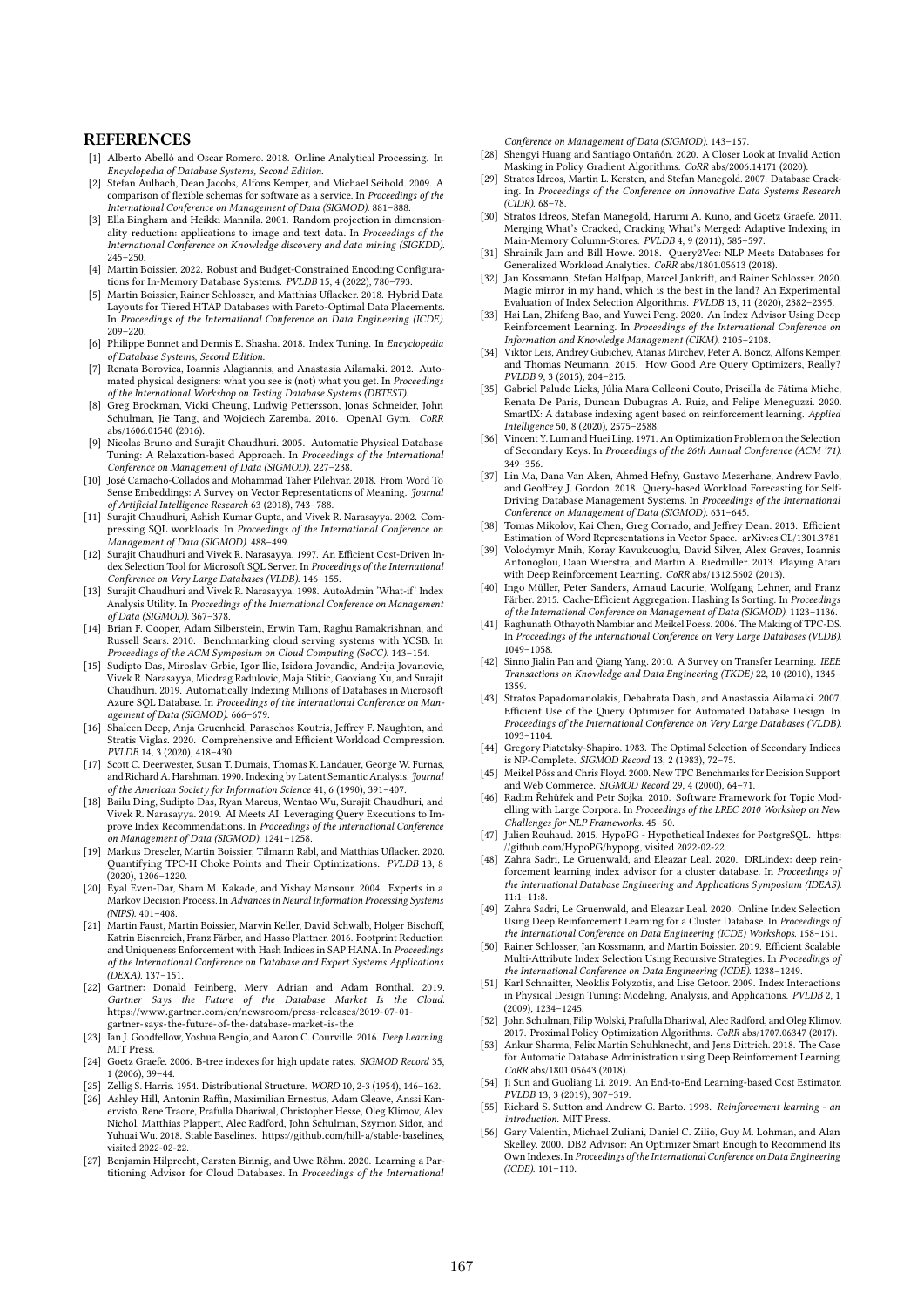## REFERENCES

- [1] Alberto Abelló and Oscar Romero. 2018. Online Analytical Processing. In *Encyclopedia of Database Systems, Second Edition*.
- [2] Stefan Aulbach, Dean Jacobs, Alfons Kemper, and Michael Seibold. 2009. A comparison of flexible schemas for software as a service. In *Proceedings of the International Conference on Management of Data (SIGMOD)*. 881–888.
- [3] Ella Bingham and Heikki Mannila. 2001. Random projection in dimensionality reduction: applications to image and text data. In *Proceedings of the International Conference on Knowledge discovery and data mining (SIGKDD)*. 245–250.
- [4] Martin Boissier. 2022. Robust and Budget-Constrained Encoding Configurations for In-Memory Database Systems. *PVLDB* 15, 4 (2022), 780–793.
- [5] Martin Boissier, Rainer Schlosser, and Matthias Uflacker. 2018. Hybrid Data Layouts for Tiered HTAP Databases with Pareto-Optimal Data Placements. In *Proceedings of the International Conference on Data Engineering (ICDE)*. 209–220.
- [6] Philippe Bonnet and Dennis E. Shasha. 2018. Index Tuning. In *Encyclopedia of Database Systems, Second Edition*.
- [7] Renata Borovica, Ioannis Alagiannis, and Anastasia Ailamaki. 2012. Automated physical designers: what you see is (not) what you get. In *Proceedings of the International Workshop on Testing Database Systems (DBTEST)*.
- [8] Greg Brockman, Vicki Cheung, Ludwig Pettersson, Jonas Schneider, John Schulman, Jie Tang, and Wojciech Zaremba. 2016. OpenAI Gym. *CoRR* abs/1606.01540 (2016).
- [9] Nicolas Bruno and Surajit Chaudhuri. 2005. Automatic Physical Database Tuning: A Relaxation-based Approach. In *Proceedings of the International Conference on Management of Data (SIGMOD)*. 227–238.
- [10] José Camacho-Collados and Mohammad Taher Pilehvar. 2018. From Word To Sense Embeddings: A Survey on Vector Representations of Meaning. *Journal of Artificial Intelligence Research* 63 (2018), 743–788.
- [11] Surajit Chaudhuri, Ashish Kumar Gupta, and Vivek R. Narasayya. 2002. Compressing SQL workloads. In *Proceedings of the International Conference on Management of Data (SIGMOD)*. 488–499.
- [12] Surajit Chaudhuri and Vivek R. Narasayya. 1997. An Efficient Cost-Driven Index Selection Tool for Microsoft SQL Server. In *Proceedings of the International Conference on Very Large Databases (VLDB)*. 146–155.
- [13] Surajit Chaudhuri and Vivek R. Narasayya. 1998. AutoAdmin 'What-if' Index Analysis Utility. In *Proceedings of the International Conference on Management of Data (SIGMOD)*. 367–378.
- [14] Brian F. Cooper, Adam Silberstein, Erwin Tam, Raghu Ramakrishnan, and Russell Sears. 2010. Benchmarking cloud serving systems with YCSB. In *Proceedings of the ACM Symposium on Cloud Computing (SoCC)*. 143–154.
- [15] Sudipto Das, Miroslav Grbic, Igor Ilic, Isidora Jovandic, Andrija Jovanovic, Vivek R. Narasayya, Miodrag Radulovic, Maja Stikic, Gaoxiang Xu, and Surajit Chaudhuri. 2019. Automatically Indexing Millions of Databases in Microsoft Azure SQL Database. In *Proceedings of the International Conference on Management of Data (SIGMOD)*. 666–679.
- [16] Shaleen Deep, Anja Gruenheid, Paraschos Koutris, Jeffrey F. Naughton, and Stratis Viglas. 2020. Comprehensive and Efficient Workload Compression. *PVLDB* 14, 3 (2020), 418–430.
- [17] Scott C. Deerwester, Susan T. Dumais, Thomas K. Landauer, George W. Furnas, and Richard A. Harshman. 1990. Indexing by Latent Semantic Analysis. *Journal of the American Society for Information Science* 41, 6 (1990), 391–407.
- [18] Bailu Ding, Sudipto Das, Ryan Marcus, Wentao Wu, Surajit Chaudhuri, and Vivek R. Narasayya. 2019. AI Meets AI: Leveraging Query Executions to Improve Index Recommendations. In *Proceedings of the International Conference on Management of Data (SIGMOD)*. 1241–1258.
- [19] Markus Dreseler, Martin Boissier, Tilmann Rabl, and Matthias Uflacker. 2020. Quantifying TPC-H Choke Points and Their Optimizations. *PVLDB* 13, 8 (2020), 1206–1220.
- [20] Eyal Even-Dar, Sham M. Kakade, and Yishay Mansour. 2004. Experts in a Markov Decision Process. In *Advances in Neural Information Processing Systems (NIPS)*. 401–408.
- [21] Martin Faust, Martin Boissier, Marvin Keller, David Schwalb, Holger Bischoff, Katrin Eisenreich, Franz Färber, and Hasso Plattner. 2016. Footprint Reduction and Uniqueness Enforcement with Hash Indices in SAP HANA. In *Proceedings of the International Conference on Database and Expert Systems Applications (DEXA)*. 137–151.
- [22] Gartner: Donald Feinberg, Merv Adrian and Adam Ronthal. 2019. *Gartner Says the Future of the Database Market Is the Cloud*. https://www.gartner.com/en/newsroom/press-releases/2019-07-01-gartner-says-the-future-of-the-database-market-is-the
- [23] Ian J. Goodfellow, Yoshua Bengio, and Aaron C. Courville. 2016. *Deep Learning*. MIT Press.
- [24] Goetz Graefe. 2006. B-tree indexes for high update rates. *SIGMOD Record* 35, 1 (2006), 39–44.
- [25] Zellig S. Harris. 1954. Distributional Structure. *WORD* 10, 2-3 (1954), 146–162.
- [26] Ashley Hill, Antonin Raffin, Maximilian Ernestus, Adam Gleave, Anssi Kanervisto, Rene Traore, Prafulla Dhariwal, Christopher Hesse, Oleg Klimov, Alex Nichol, Matthias Plappert, Alec Radford, John Schulman, Szymon Sidor, and Yuhuai Wu. 2018. Stable Baselines. https://github.com/hill-a/stable-baselines, visited 2022-02-22.
- [27] Benjamin Hilprecht, Carsten Binnig, and Uwe Röhm. 2020. Learning a Partitioning Advisor for Cloud Databases. In *Proceedings of the International Conference on Management of Data (SIGMOD)*. 143–157.
- [28] Shengyi Huang and Santiago Ontañón. 2020. A Closer Look at Invalid Action Masking in Policy Gradient Algorithms. *CoRR* abs/2006.14171 (2020).
- [29] Stratos Idreos, Martin L. Kersten, and Stefan Manegold. 2007. Database Cracking. In *Proceedings of the Conference on Innovative Data Systems Research (CIDR)*. 68–78.
- [30] Stratos Idreos, Stefan Manegold, Harumi A. Kuno, and Goetz Graefe. 2011. Merging What's Cracked, Cracking What's Merged: Adaptive Indexing in Main-Memory Column-Stores. *PVLDB* 4, 9 (2011), 585–597.
- [31] Shrainik Jain and Bill Howe. 2018. Query2Vec: NLP Meets Databases for Generalized Workload Analytics. *CoRR* abs/1801.05613 (2018).
- [32] Jan Kossmann, Stefan Halfpap, Marcel Jankrift, and Rainer Schlosser. 2020. Magic mirror in my hand, which is the best in the land? An Experimental Evaluation of Index Selection Algorithms. *PVLDB* 13, 11 (2020), 2382–2395.
- [33] Hai Lan, Zhifeng Bao, and Yuwei Peng. 2020. An Index Advisor Using Deep Reinforcement Learning. In *Proceedings of the International Conference on Information and Knowledge Management (CIKM)*. 2105–2108.
- [34] Viktor Leis, Andrey Gubichev, Atanas Mirchev, Peter A. Boncz, Alfons Kemper, and Thomas Neumann. 2015. How Good Are Query Optimizers, Really? *PVLDB* 9, 3 (2015), 204–215.
- [35] Gabriel Paludo Licks, Júlia Mara Colleoni Couto, Priscilla de Fátima Miehe, Renata De Paris, Duncan Dubugras A. Ruiz, and Felipe Meneguzzi. 2020. SmartIX: A database indexing agent based on reinforcement learning. *Applied Intelligence* 50, 8 (2020), 2575–2588.
- [36] Vincent Y. Lum and Huei Ling. 1971. An Optimization Problem on the Selection of Secondary Keys. In *Proceedings of the 26th Annual Conference (ACM '71)*. 349–356.
- [37] Lin Ma, Dana Van Aken, Ahmed Hefny, Gustavo Mezerhane, Andrew Pavlo, and Geoffrey J. Gordon. 2018. Query-based Workload Forecasting for Self-Driving Database Management Systems. In *Proceedings of the International Conference on Management of Data (SIGMOD)*. 631–645.
- [38] Tomas Mikolov, Kai Chen, Greg Corrado, and Jeffrey Dean. 2013. Efficient Estimation of Word Representations in Vector Space. arXiv:cs.CL/1301.3781
- [39] Volodymyr Mnih, Koray Kavukcuoglu, David Silver, Alex Graves, Ioannis Antonoglou, Daan Wierstra, and Martin A. Riedmiller. 2013. Playing Atari with Deep Reinforcement Learning. *CoRR* abs/1312.5602 (2013).
- [40] Ingo Müller, Peter Sanders, Arnaud Lacurie, Wolfgang Lehner, and Franz Färber. 2015. Cache-Efficient Aggregation: Hashing Is Sorting. In *Proceedings of the International Conference on Management of Data (SIGMOD)*. 1123–1136.
- [41] Raghunath Othayoth Nambiar and Meikel Poess. 2006. The Making of TPC-DS. In *Proceedings of the International Conference on Very Large Databases (VLDB)*. 1049–1058.
- [42] Sinno Jialin Pan and Qiang Yang. 2010. A Survey on Transfer Learning. *IEEE Transactions on Knowledge and Data Engineering (TKDE)* 22, 10 (2010), 1345–1359.
- [43] Stratos Papadomanolakis, Debabrata Dash, and Anastassia Ailamaki. 2007. Efficient Use of the Query Optimizer for Automated Database Design. In *Proceedings of the International Conference on Very Large Databases (VLDB)*. 1093–1104.
- [44] Gregory Piatetsky-Shapiro. 1983. The Optimal Selection of Secondary Indices is NP-Complete. *SIGMOD Record* 13, 2 (1983), 72–75.
- [45] Meikel Pöss and Chris Floyd. 2000. New TPC Benchmarks for Decision Support and Web Commerce. *SIGMOD Record* 29, 4 (2000), 64–71.
- [46] Radim Řehůřek and Petr Sojka. 2010. Software Framework for Topic Modelling with Large Corpora. In *Proceedings of the LREC 2010 Workshop on New Challenges for NLP Frameworks*. 45–50.
- [47] Julien Rouhaud. 2015. HypoPG - Hypothetical Indexes for PostgreSQL. https://github.com/HypoPG/hypopg, visited 2022-02-22.
- [48] Zahra Sadri, Le Gruenwald, and Eleazar Leal. 2020. DRLindex: deep reinforcement learning index advisor for a cluster database. In *Proceedings of the International Database Engineering and Applications Symposium (IDEAS)*. 11:1–11:8.
- [49] Zahra Sadri, Le Gruenwald, and Eleazar Leal. 2020. Online Index Selection Using Deep Reinforcement Learning for a Cluster Database. In *Proceedings of the International Conference on Data Engineering (ICDE) Workshops*. 158–161.
- [50] Rainer Schlosser, Jan Kossmann, and Martin Boissier. 2019. Efficient Scalable Multi-Attribute Index Selection Using Recursive Strategies. In *Proceedings of the International Conference on Data Engineering (ICDE)*. 1238–1249.
- [51] Karl Schnaitter, Neoklis Polyzotis, and Lise Getoor. 2009. Index Interactions in Physical Design Tuning: Modeling, Analysis, and Applications. *PVLDB* 2, 1 (2009), 1234–1245.
- [52] John Schulman, Filip Wolski, Prafulla Dhariwal, Alec Radford, and Oleg Klimov. 2017. Proximal Policy Optimization Algorithms. *CoRR* abs/1707.06347 (2017).
- [53] Ankur Sharma, Felix Martin Schuhknecht, and Jens Dittrich. 2018. The Case for Automatic Database Administration using Deep Reinforcement Learning. *CoRR* abs/1801.05643 (2018).
- [54] Ji Sun and Guoliang Li. 2019. An End-to-End Learning-based Cost Estimator. *PVLDB* 13, 3 (2019), 307–319.
- [55] Richard S. Sutton and Andrew G. Barto. 1998. *Reinforcement learning - an introduction*. MIT Press.
- [56] Gary Valentin, Michael Zuliani, Daniel C. Zilio, Guy M. Lohman, and Alan Skelley. 2000. DB2 Advisor: An Optimizer Smart Enough to Recommend Its Own Indexes. In *Proceedings of the International Conference on Data Engineering (ICDE)*. 101–110.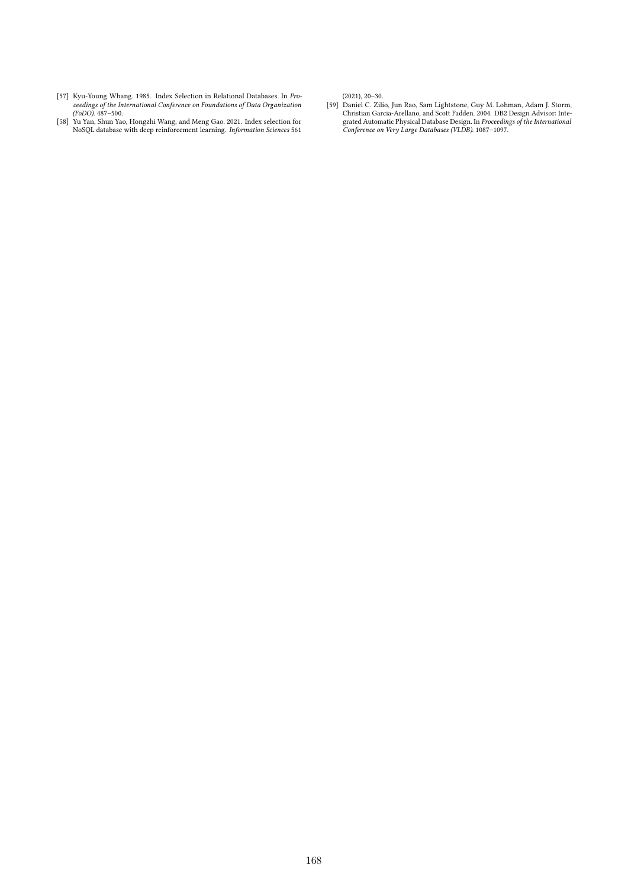- [57] Kyu-Young Whang. 1985. Index Selection in Relational Databases. In *Proceedings of the International Conference on Foundations of Data Organization (FoDO)*. 487–500.
- [58] Yu Yan, Shun Yao, Hongzhi Wang, and Meng Gao. 2021. Index selection for NoSQL database with deep reinforcement learning. *Information Sciences* 561 (2021), 20–30.
- [59] Daniel C. Zilio, Jun Rao, Sam Lightstone, Guy M. Lohman, Adam J. Storm, Christian Garcia-Arellano, and Scott Fadden. 2004. DB2 Design Advisor: Integrated Automatic Physical Database Design. In *Proceedings of the International Conference on Very Large Databases (VLDB)*. 1087–1097.